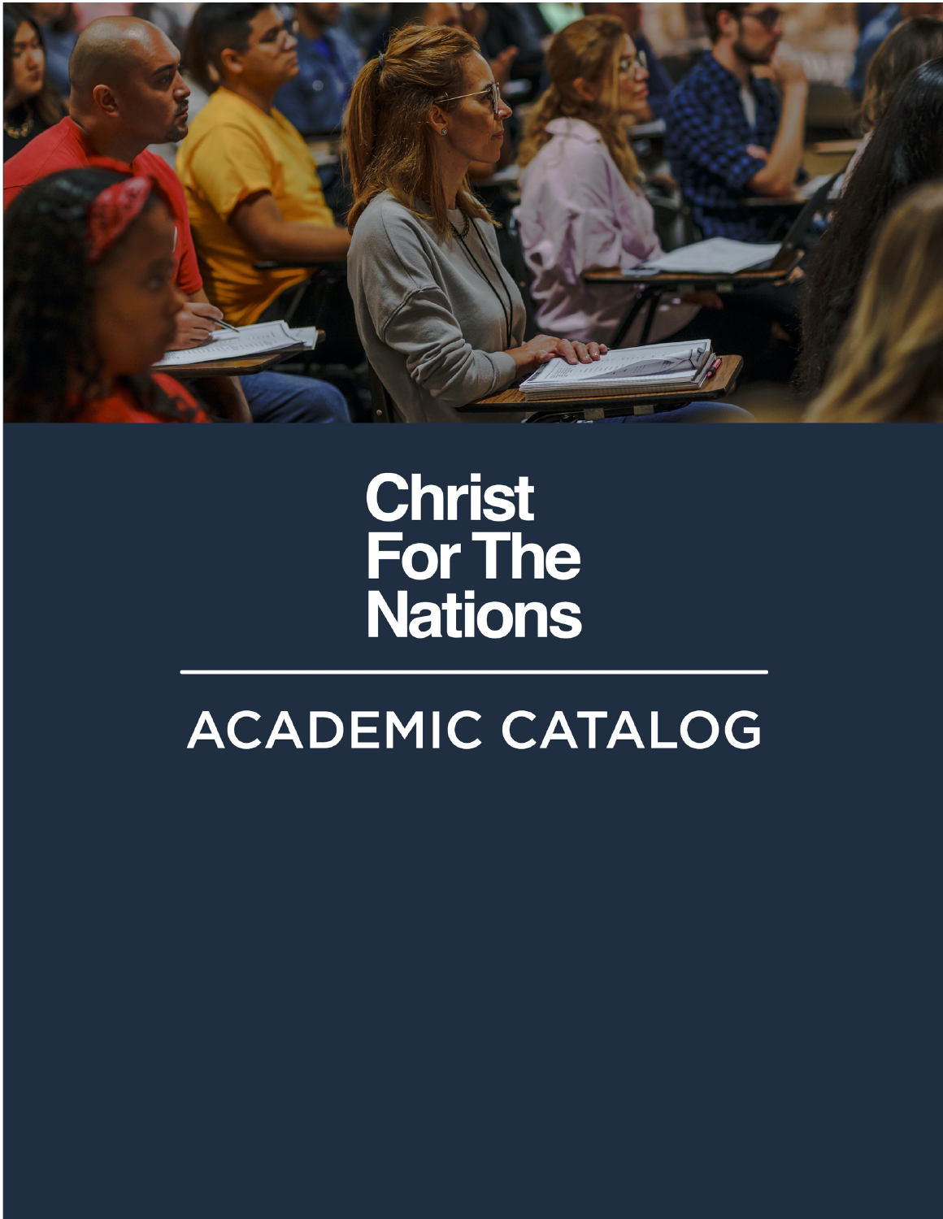# Christ For The Nations

## ACADEMIC CATALOG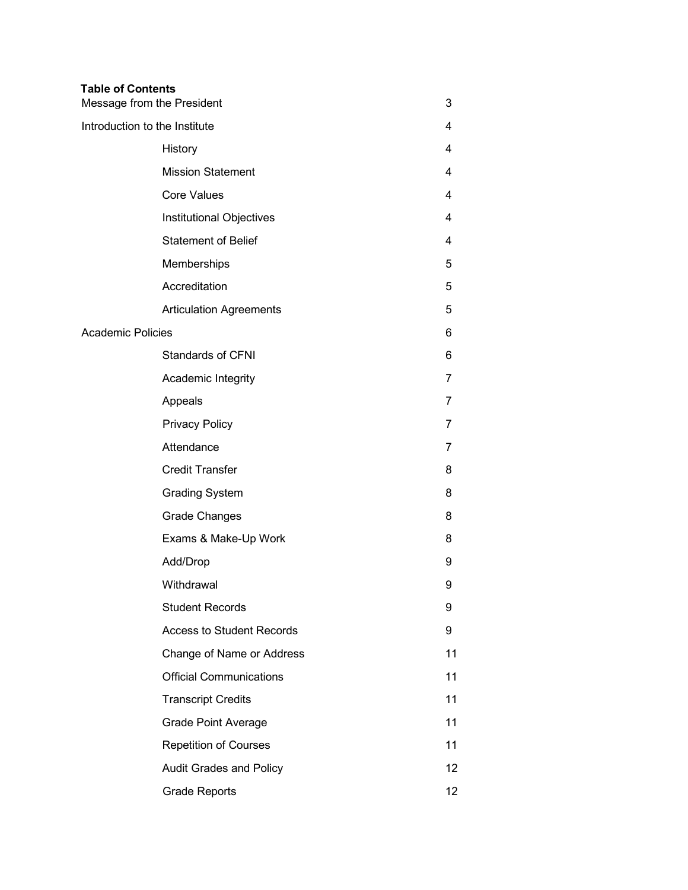**Table of Contents**

| | |
|---|---|
| Message from the President | 3 |
| Introduction to the Institute | 4 |
| History | 4 |
| Mission Statement | 4 |
| Core Values | 4 |
| Institutional Objectives | 4 |
| Statement of Belief | 4 |
| Memberships | 5 |
| Accreditation | 5 |
| Articulation Agreements | 5 |
| Academic Policies | 6 |
| Standards of CFNI | 6 |
| Academic Integrity | 7 |
| Appeals | 7 |
| Privacy Policy | 7 |
| Attendance | 7 |
| Credit Transfer | 8 |
| Grading System | 8 |
| Grade Changes | 8 |
| Exams & Make-Up Work | 8 |
| Add/Drop | 9 |
| Withdrawal | 9 |
| Student Records | 9 |
| Access to Student Records | 9 |
| Change of Name or Address | 11 |
| Official Communications | 11 |
| Transcript Credits | 11 |
| Grade Point Average | 11 |
| Repetition of Courses | 11 |
| Audit Grades and Policy | 12 |
| Grade Reports | 12 |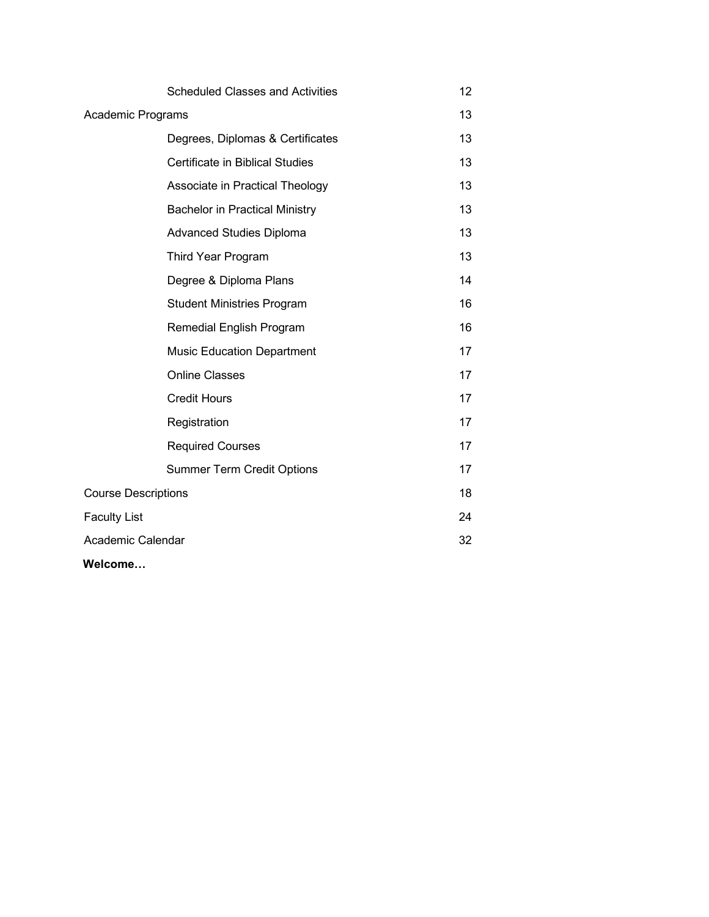| | |
|---|---|
| Scheduled Classes and Activities | 12 |
| Academic Programs | 13 |
| Degrees, Diplomas & Certificates | 13 |
| Certificate in Biblical Studies | 13 |
| Associate in Practical Theology | 13 |
| Bachelor in Practical Ministry | 13 |
| Advanced Studies Diploma | 13 |
| Third Year Program | 13 |
| Degree & Diploma Plans | 14 |
| Student Ministries Program | 16 |
| Remedial English Program | 16 |
| Music Education Department | 17 |
| Online Classes | 17 |
| Credit Hours | 17 |
| Registration | 17 |
| Required Courses | 17 |
| Summer Term Credit Options | 17 |
| Course Descriptions | 18 |
| Faculty List | 24 |
| Academic Calendar | 32 |

**Welcome…**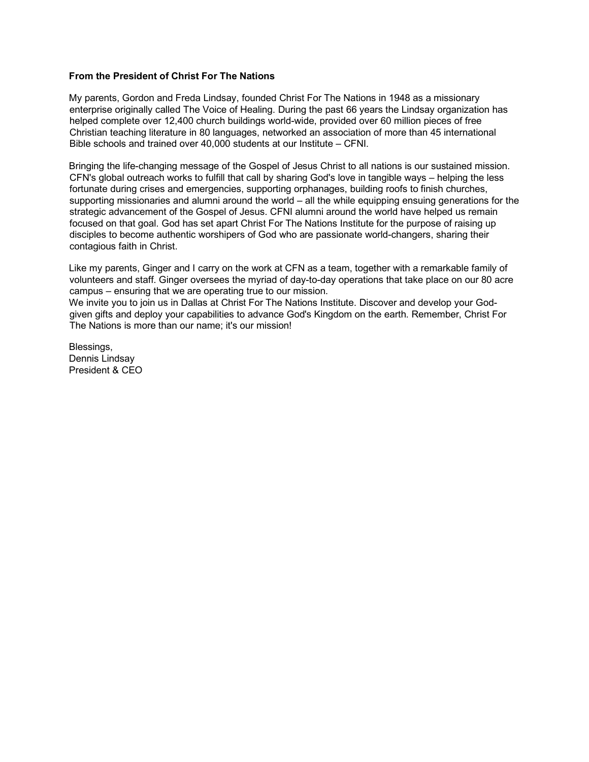**From the President of Christ For The Nations**

My parents, Gordon and Freda Lindsay, founded Christ For The Nations in 1948 as a missionary enterprise originally called The Voice of Healing. During the past 66 years the Lindsay organization has helped complete over 12,400 church buildings world-wide, provided over 60 million pieces of free Christian teaching literature in 80 languages, networked an association of more than 45 international Bible schools and trained over 40,000 students at our Institute – CFNI.

Bringing the life-changing message of the Gospel of Jesus Christ to all nations is our sustained mission. CFN's global outreach works to fulfill that call by sharing God's love in tangible ways – helping the less fortunate during crises and emergencies, supporting orphanages, building roofs to finish churches, supporting missionaries and alumni around the world – all the while equipping ensuing generations for the strategic advancement of the Gospel of Jesus. CFNI alumni around the world have helped us remain focused on that goal. God has set apart Christ For The Nations Institute for the purpose of raising up disciples to become authentic worshipers of God who are passionate world-changers, sharing their contagious faith in Christ.

Like my parents, Ginger and I carry on the work at CFN as a team, together with a remarkable family of volunteers and staff. Ginger oversees the myriad of day-to-day operations that take place on our 80 acre campus – ensuring that we are operating true to our mission.
We invite you to join us in Dallas at Christ For The Nations Institute. Discover and develop your God-given gifts and deploy your capabilities to advance God's Kingdom on the earth. Remember, Christ For The Nations is more than our name; it's our mission!

Blessings,
Dennis Lindsay
President & CEO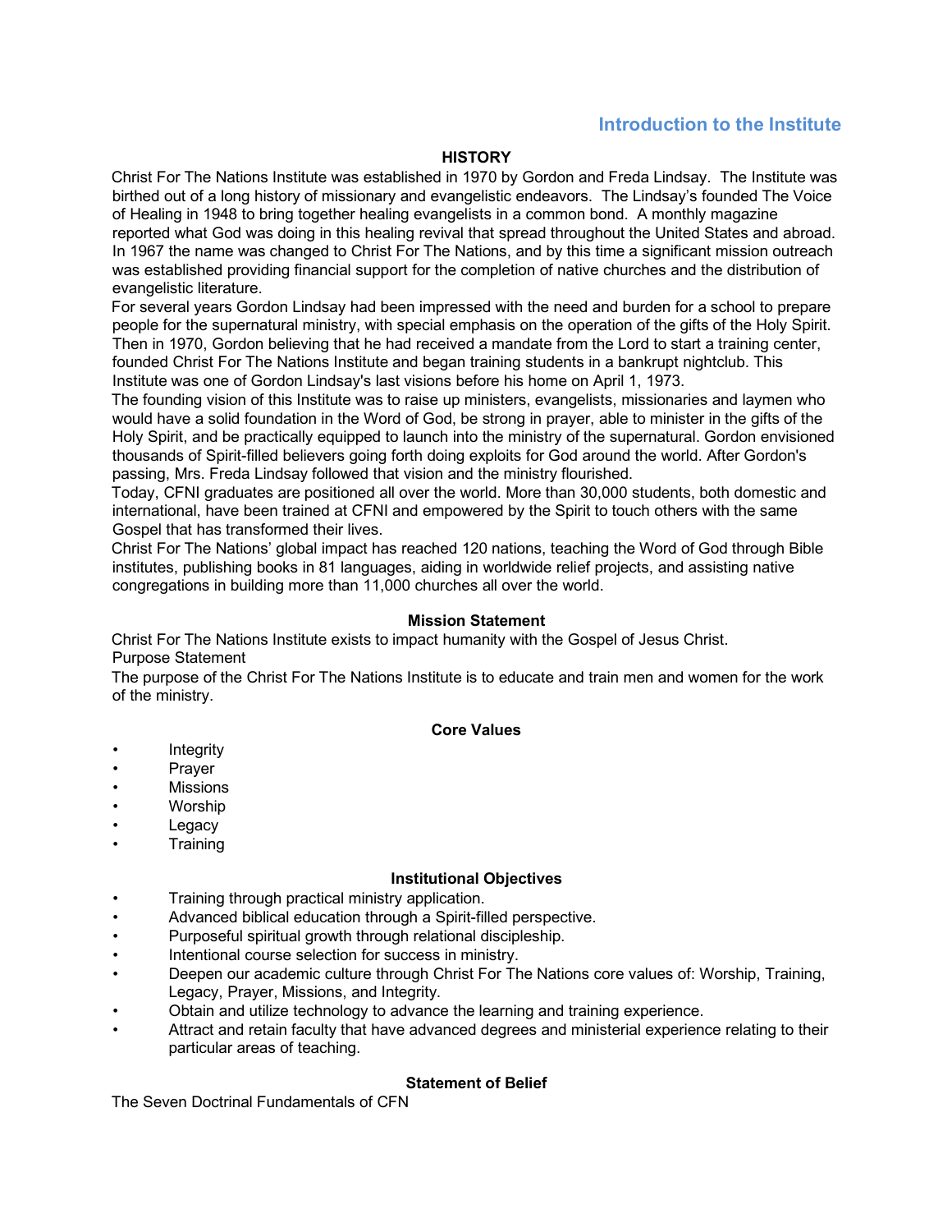# Introduction to the Institute

## HISTORY

Christ For The Nations Institute was established in 1970 by Gordon and Freda Lindsay. The Institute was birthed out of a long history of missionary and evangelistic endeavors. The Lindsay's founded The Voice of Healing in 1948 to bring together healing evangelists in a common bond. A monthly magazine reported what God was doing in this healing revival that spread throughout the United States and abroad. In 1967 the name was changed to Christ For The Nations, and by this time a significant mission outreach was established providing financial support for the completion of native churches and the distribution of evangelistic literature.

For several years Gordon Lindsay had been impressed with the need and burden for a school to prepare people for the supernatural ministry, with special emphasis on the operation of the gifts of the Holy Spirit. Then in 1970, Gordon believing that he had received a mandate from the Lord to start a training center, founded Christ For The Nations Institute and began training students in a bankrupt nightclub. This Institute was one of Gordon Lindsay's last visions before his home on April 1, 1973.

The founding vision of this Institute was to raise up ministers, evangelists, missionaries and laymen who would have a solid foundation in the Word of God, be strong in prayer, able to minister in the gifts of the Holy Spirit, and be practically equipped to launch into the ministry of the supernatural. Gordon envisioned thousands of Spirit-filled believers going forth doing exploits for God around the world. After Gordon's passing, Mrs. Freda Lindsay followed that vision and the ministry flourished.

Today, CFNI graduates are positioned all over the world. More than 30,000 students, both domestic and international, have been trained at CFNI and empowered by the Spirit to touch others with the same Gospel that has transformed their lives.

Christ For The Nations' global impact has reached 120 nations, teaching the Word of God through Bible institutes, publishing books in 81 languages, aiding in worldwide relief projects, and assisting native congregations in building more than 11,000 churches all over the world.

### Mission Statement

Christ For The Nations Institute exists to impact humanity with the Gospel of Jesus Christ.

Purpose Statement

The purpose of the Christ For The Nations Institute is to educate and train men and women for the work of the ministry.

### Core Values

- Integrity
- Prayer
- Missions
- Worship
- Legacy
- Training

### Institutional Objectives

- Training through practical ministry application.
- Advanced biblical education through a Spirit-filled perspective.
- Purposeful spiritual growth through relational discipleship.
- Intentional course selection for success in ministry.
- Deepen our academic culture through Christ For The Nations core values of: Worship, Training, Legacy, Prayer, Missions, and Integrity.
- Obtain and utilize technology to advance the learning and training experience.
- Attract and retain faculty that have advanced degrees and ministerial experience relating to their particular areas of teaching.

### Statement of Belief

The Seven Doctrinal Fundamentals of CFN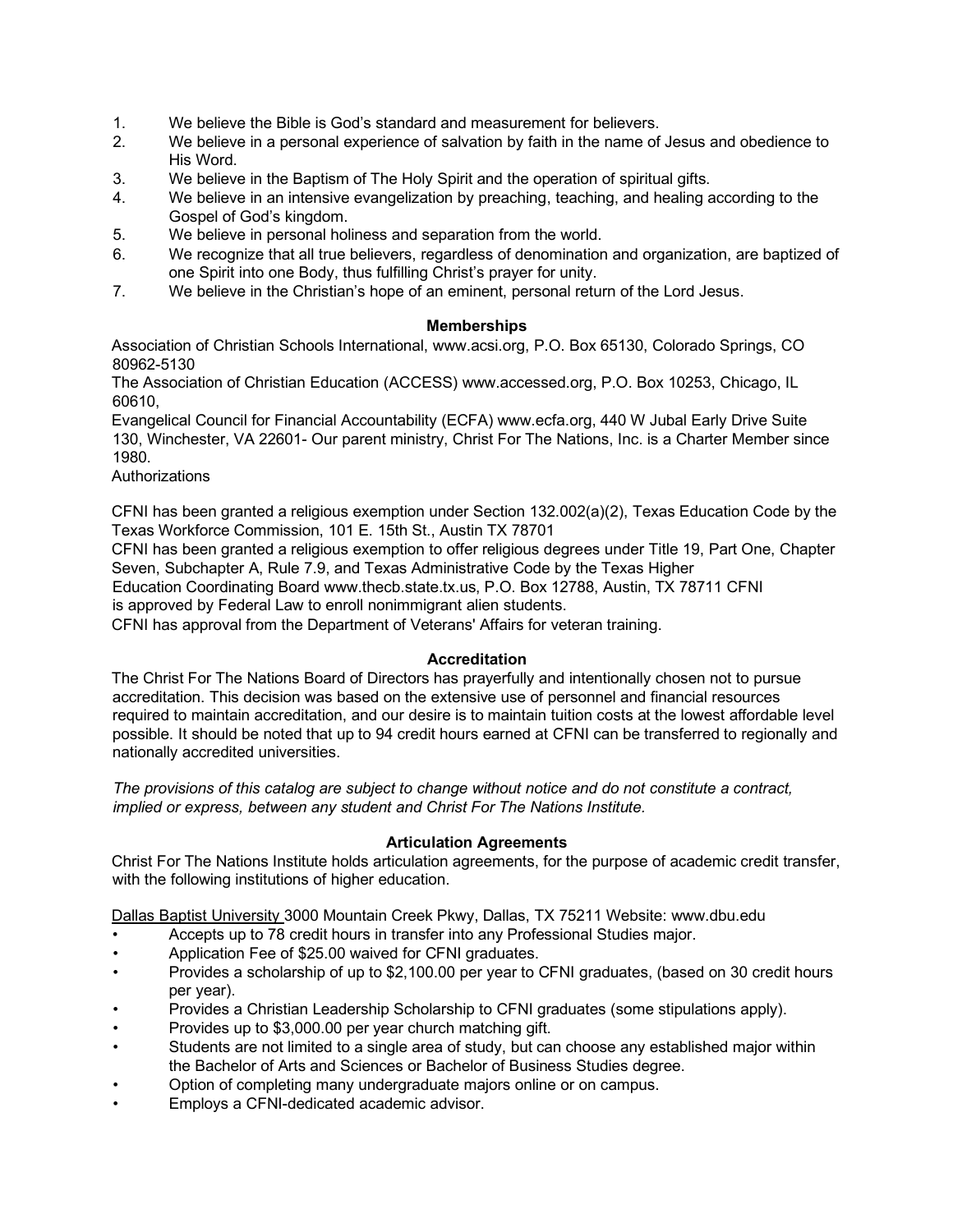1. We believe the Bible is God's standard and measurement for believers.
2. We believe in a personal experience of salvation by faith in the name of Jesus and obedience to His Word.
3. We believe in the Baptism of The Holy Spirit and the operation of spiritual gifts.
4. We believe in an intensive evangelization by preaching, teaching, and healing according to the Gospel of God's kingdom.
5. We believe in personal holiness and separation from the world.
6. We recognize that all true believers, regardless of denomination and organization, are baptized of one Spirit into one Body, thus fulfilling Christ's prayer for unity.
7. We believe in the Christian's hope of an eminent, personal return of the Lord Jesus.

### Memberships

Association of Christian Schools International, www.acsi.org, P.O. Box 65130, Colorado Springs, CO 80962-5130

The Association of Christian Education (ACCESS) www.accessed.org, P.O. Box 10253, Chicago, IL 60610,

Evangelical Council for Financial Accountability (ECFA) www.ecfa.org, 440 W Jubal Early Drive Suite 130, Winchester, VA 22601- Our parent ministry, Christ For The Nations, Inc. is a Charter Member since 1980.

Authorizations

CFNI has been granted a religious exemption under Section 132.002(a)(2), Texas Education Code by the Texas Workforce Commission, 101 E. 15th St., Austin TX 78701

CFNI has been granted a religious exemption to offer religious degrees under Title 19, Part One, Chapter Seven, Subchapter A, Rule 7.9, and Texas Administrative Code by the Texas Higher Education Coordinating Board www.thecb.state.tx.us, P.O. Box 12788, Austin, TX 78711 CFNI is approved by Federal Law to enroll nonimmigrant alien students.

CFNI has approval from the Department of Veterans' Affairs for veteran training.

### Accreditation

The Christ For The Nations Board of Directors has prayerfully and intentionally chosen not to pursue accreditation. This decision was based on the extensive use of personnel and financial resources required to maintain accreditation, and our desire is to maintain tuition costs at the lowest affordable level possible. It should be noted that up to 94 credit hours earned at CFNI can be transferred to regionally and nationally accredited universities.

*The provisions of this catalog are subject to change without notice and do not constitute a contract, implied or express, between any student and Christ For The Nations Institute.*

### Articulation Agreements

Christ For The Nations Institute holds articulation agreements, for the purpose of academic credit transfer, with the following institutions of higher education.

Dallas Baptist University 3000 Mountain Creek Pkwy, Dallas, TX 75211 Website: www.dbu.edu

- Accepts up to 78 credit hours in transfer into any Professional Studies major.
- Application Fee of $25.00 waived for CFNI graduates.
- Provides a scholarship of up to $2,100.00 per year to CFNI graduates, (based on 30 credit hours per year).
- Provides a Christian Leadership Scholarship to CFNI graduates (some stipulations apply).
- Provides up to $3,000.00 per year church matching gift.
- Students are not limited to a single area of study, but can choose any established major within the Bachelor of Arts and Sciences or Bachelor of Business Studies degree.
- Option of completing many undergraduate majors online or on campus.
- Employs a CFNI-dedicated academic advisor.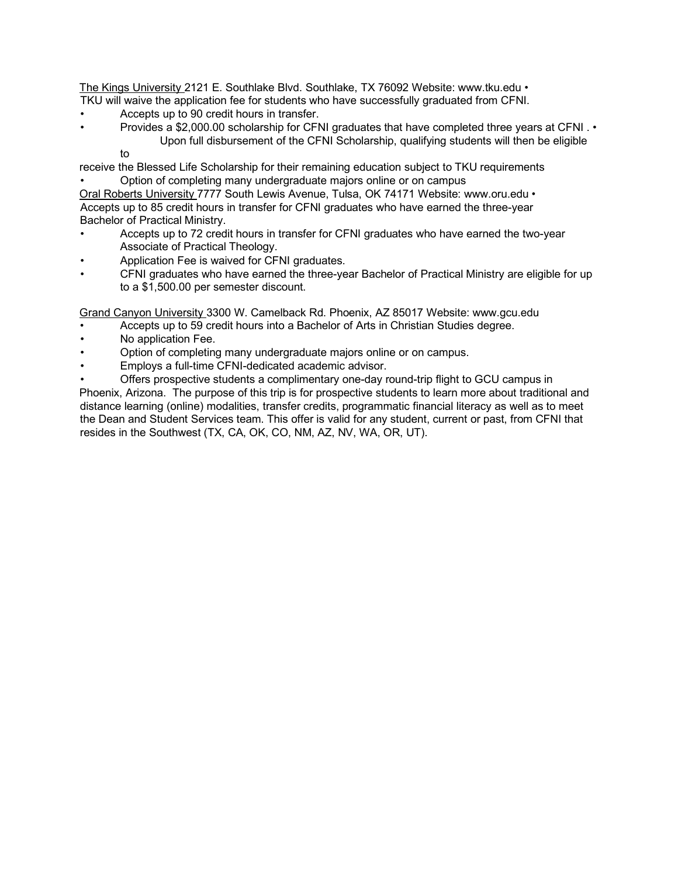The Kings University 2121 E. Southlake Blvd. Southlake, TX 76092 Website: www.tku.edu •
TKU will waive the application fee for students who have successfully graduated from CFNI.

- Accepts up to 90 credit hours in transfer.
- Provides a $2,000.00 scholarship for CFNI graduates that have completed three years at CFNI .
- Upon full disbursement of the CFNI Scholarship, qualifying students will then be eligible to receive the Blessed Life Scholarship for their remaining education subject to TKU requirements
- Option of completing many undergraduate majors online or on campus

Oral Roberts University 7777 South Lewis Avenue, Tulsa, OK 74171 Website: www.oru.edu •
Accepts up to 85 credit hours in transfer for CFNI graduates who have earned the three-year Bachelor of Practical Ministry.

- Accepts up to 72 credit hours in transfer for CFNI graduates who have earned the two-year Associate of Practical Theology.
- Application Fee is waived for CFNI graduates.
- CFNI graduates who have earned the three-year Bachelor of Practical Ministry are eligible for up to a $1,500.00 per semester discount.

Grand Canyon University 3300 W. Camelback Rd. Phoenix, AZ 85017 Website: www.gcu.edu

- Accepts up to 59 credit hours into a Bachelor of Arts in Christian Studies degree.
- No application Fee.
- Option of completing many undergraduate majors online or on campus.
- Employs a full-time CFNI-dedicated academic advisor.
- Offers prospective students a complimentary one-day round-trip flight to GCU campus in Phoenix, Arizona. The purpose of this trip is for prospective students to learn more about traditional and distance learning (online) modalities, transfer credits, programmatic financial literacy as well as to meet the Dean and Student Services team. This offer is valid for any student, current or past, from CFNI that resides in the Southwest (TX, CA, OK, CO, NM, AZ, NV, WA, OR, UT).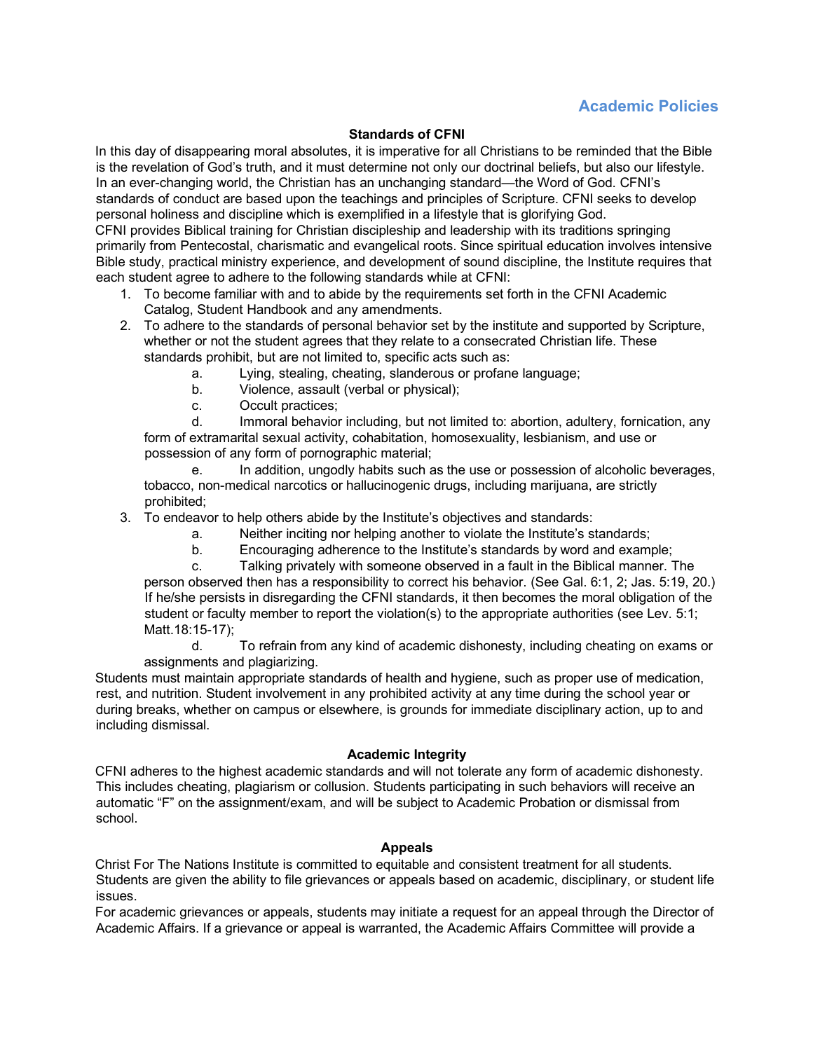# Academic Policies

## Standards of CFNI

In this day of disappearing moral absolutes, it is imperative for all Christians to be reminded that the Bible is the revelation of God's truth, and it must determine not only our doctrinal beliefs, but also our lifestyle. In an ever-changing world, the Christian has an unchanging standard—the Word of God. CFNI's standards of conduct are based upon the teachings and principles of Scripture. CFNI seeks to develop personal holiness and discipline which is exemplified in a lifestyle that is glorifying God.

CFNI provides Biblical training for Christian discipleship and leadership with its traditions springing primarily from Pentecostal, charismatic and evangelical roots. Since spiritual education involves intensive Bible study, practical ministry experience, and development of sound discipline, the Institute requires that each student agree to adhere to the following standards while at CFNI:

1. To become familiar with and to abide by the requirements set forth in the CFNI Academic Catalog, Student Handbook and any amendments.
2. To adhere to the standards of personal behavior set by the institute and supported by Scripture, whether or not the student agrees that they relate to a consecrated Christian life. These standards prohibit, but are not limited to, specific acts such as:
   a. Lying, stealing, cheating, slanderous or profane language;
   b. Violence, assault (verbal or physical);
   c. Occult practices;
   d. Immoral behavior including, but not limited to: abortion, adultery, fornication, any form of extramarital sexual activity, cohabitation, homosexuality, lesbianism, and use or possession of any form of pornographic material;
   e. In addition, ungodly habits such as the use or possession of alcoholic beverages, tobacco, non-medical narcotics or hallucinogenic drugs, including marijuana, are strictly prohibited;
3. To endeavor to help others abide by the Institute's objectives and standards:
   a. Neither inciting nor helping another to violate the Institute's standards;
   b. Encouraging adherence to the Institute's standards by word and example;
   c. Talking privately with someone observed in a fault in the Biblical manner. The person observed then has a responsibility to correct his behavior. (See Gal. 6:1, 2; Jas. 5:19, 20.) If he/she persists in disregarding the CFNI standards, it then becomes the moral obligation of the student or faculty member to report the violation(s) to the appropriate authorities (see Lev. 5:1; Matt.18:15-17);
   d. To refrain from any kind of academic dishonesty, including cheating on exams or assignments and plagiarizing.

Students must maintain appropriate standards of health and hygiene, such as proper use of medication, rest, and nutrition. Student involvement in any prohibited activity at any time during the school year or during breaks, whether on campus or elsewhere, is grounds for immediate disciplinary action, up to and including dismissal.

## Academic Integrity

CFNI adheres to the highest academic standards and will not tolerate any form of academic dishonesty. This includes cheating, plagiarism or collusion. Students participating in such behaviors will receive an automatic "F" on the assignment/exam, and will be subject to Academic Probation or dismissal from school.

## Appeals

Christ For The Nations Institute is committed to equitable and consistent treatment for all students. Students are given the ability to file grievances or appeals based on academic, disciplinary, or student life issues.

For academic grievances or appeals, students may initiate a request for an appeal through the Director of Academic Affairs. If a grievance or appeal is warranted, the Academic Affairs Committee will provide a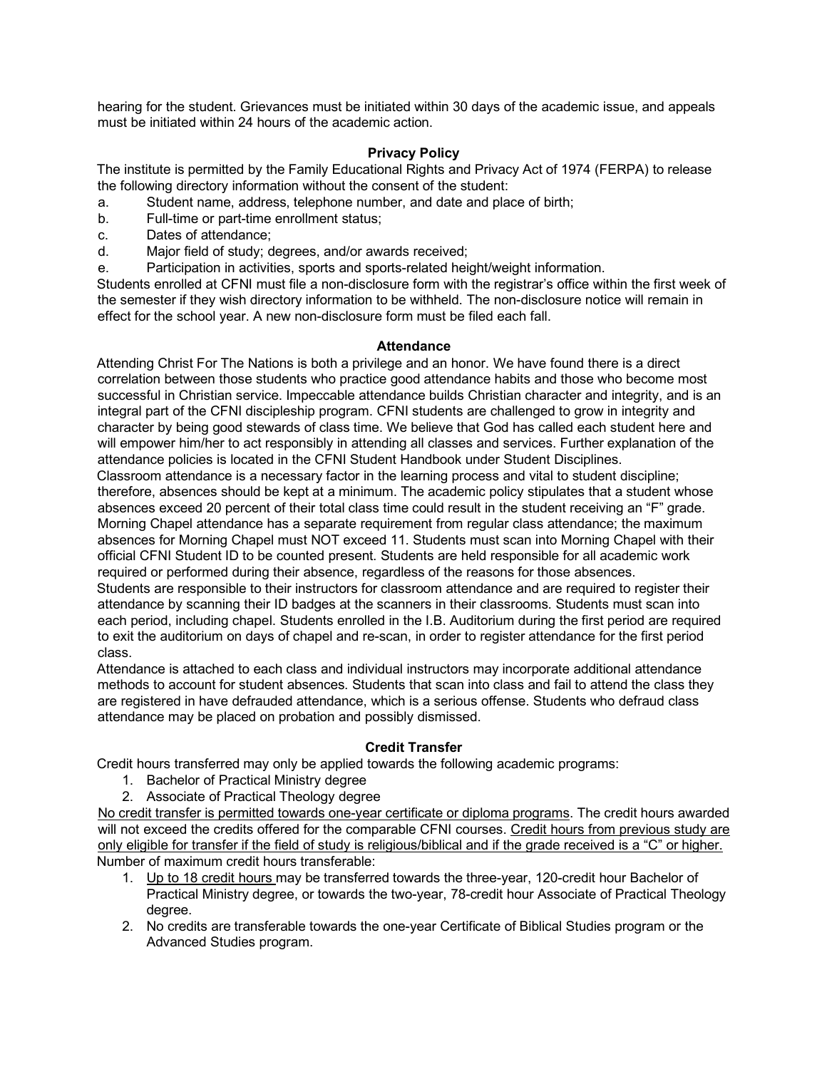hearing for the student. Grievances must be initiated within 30 days of the academic issue, and appeals must be initiated within 24 hours of the academic action.

### Privacy Policy

The institute is permitted by the Family Educational Rights and Privacy Act of 1974 (FERPA) to release the following directory information without the consent of the student:

a. Student name, address, telephone number, and date and place of birth;
b. Full-time or part-time enrollment status;
c. Dates of attendance;
d. Major field of study; degrees, and/or awards received;
e. Participation in activities, sports and sports-related height/weight information.

Students enrolled at CFNI must file a non-disclosure form with the registrar's office within the first week of the semester if they wish directory information to be withheld. The non-disclosure notice will remain in effect for the school year. A new non-disclosure form must be filed each fall.

### Attendance

Attending Christ For The Nations is both a privilege and an honor. We have found there is a direct correlation between those students who practice good attendance habits and those who become most successful in Christian service. Impeccable attendance builds Christian character and integrity, and is an integral part of the CFNI discipleship program. CFNI students are challenged to grow in integrity and character by being good stewards of class time. We believe that God has called each student here and will empower him/her to act responsibly in attending all classes and services. Further explanation of the attendance policies is located in the CFNI Student Handbook under Student Disciplines.

Classroom attendance is a necessary factor in the learning process and vital to student discipline; therefore, absences should be kept at a minimum. The academic policy stipulates that a student whose absences exceed 20 percent of their total class time could result in the student receiving an "F" grade. Morning Chapel attendance has a separate requirement from regular class attendance; the maximum absences for Morning Chapel must NOT exceed 11. Students must scan into Morning Chapel with their official CFNI Student ID to be counted present. Students are held responsible for all academic work required or performed during their absence, regardless of the reasons for those absences.

Students are responsible to their instructors for classroom attendance and are required to register their attendance by scanning their ID badges at the scanners in their classrooms. Students must scan into each period, including chapel. Students enrolled in the I.B. Auditorium during the first period are required to exit the auditorium on days of chapel and re-scan, in order to register attendance for the first period class.

Attendance is attached to each class and individual instructors may incorporate additional attendance methods to account for student absences. Students that scan into class and fail to attend the class they are registered in have defrauded attendance, which is a serious offense. Students who defraud class attendance may be placed on probation and possibly dismissed.

### Credit Transfer

Credit hours transferred may only be applied towards the following academic programs:

1. Bachelor of Practical Ministry degree
2. Associate of Practical Theology degree

<u>No credit transfer is permitted towards one-year certificate or diploma programs</u>. The credit hours awarded will not exceed the credits offered for the comparable CFNI courses. <u>Credit hours from previous study are only eligible for transfer if the field of study is religious/biblical and if the grade received is a "C" or higher.</u>

Number of maximum credit hours transferable:

1. <u>Up to 18 credit hours</u> may be transferred towards the three-year, 120-credit hour Bachelor of Practical Ministry degree, or towards the two-year, 78-credit hour Associate of Practical Theology degree.
2. No credits are transferable towards the one-year Certificate of Biblical Studies program or the Advanced Studies program.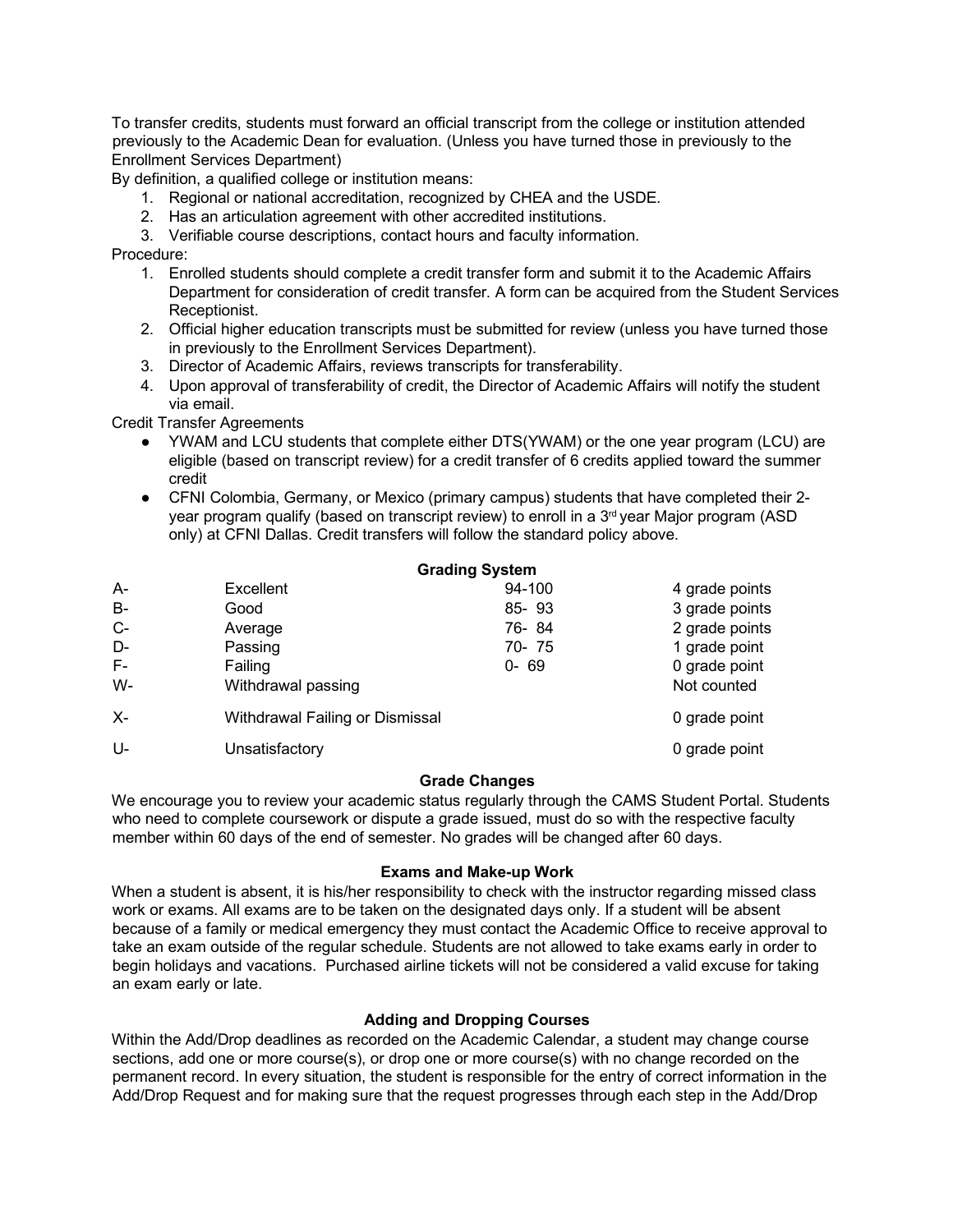To transfer credits, students must forward an official transcript from the college or institution attended previously to the Academic Dean for evaluation. (Unless you have turned those in previously to the Enrollment Services Department)

By definition, a qualified college or institution means:

1. Regional or national accreditation, recognized by CHEA and the USDE.
2. Has an articulation agreement with other accredited institutions.
3. Verifiable course descriptions, contact hours and faculty information.

Procedure:

1. Enrolled students should complete a credit transfer form and submit it to the Academic Affairs Department for consideration of credit transfer. A form can be acquired from the Student Services Receptionist.
2. Official higher education transcripts must be submitted for review (unless you have turned those in previously to the Enrollment Services Department).
3. Director of Academic Affairs, reviews transcripts for transferability.
4. Upon approval of transferability of credit, the Director of Academic Affairs will notify the student via email.

Credit Transfer Agreements

- YWAM and LCU students that complete either DTS(YWAM) or the one year program (LCU) are eligible (based on transcript review) for a credit transfer of 6 credits applied toward the summer credit
- CFNI Colombia, Germany, or Mexico (primary campus) students that have completed their 2-year program qualify (based on transcript review) to enroll in a 3rd year Major program (ASD only) at CFNI Dallas. Credit transfers will follow the standard policy above.

### Grading System

| Grade | Description | Range | Grade Points |
|---|---|---|---|
| A- | Excellent | 94-100 | 4 grade points |
| B- | Good | 85- 93 | 3 grade points |
| C- | Average | 76- 84 | 2 grade points |
| D- | Passing | 70- 75 | 1 grade point |
| F- | Failing | 0- 69 | 0 grade point |
| W- | Withdrawal passing | | Not counted |
| X- | Withdrawal Failing or Dismissal | | 0 grade point |
| U- | Unsatisfactory | | 0 grade point |

### Grade Changes

We encourage you to review your academic status regularly through the CAMS Student Portal. Students who need to complete coursework or dispute a grade issued, must do so with the respective faculty member within 60 days of the end of semester. No grades will be changed after 60 days.

### Exams and Make-up Work

When a student is absent, it is his/her responsibility to check with the instructor regarding missed class work or exams. All exams are to be taken on the designated days only. If a student will be absent because of a family or medical emergency they must contact the Academic Office to receive approval to take an exam outside of the regular schedule. Students are not allowed to take exams early in order to begin holidays and vacations. Purchased airline tickets will not be considered a valid excuse for taking an exam early or late.

### Adding and Dropping Courses

Within the Add/Drop deadlines as recorded on the Academic Calendar, a student may change course sections, add one or more course(s), or drop one or more course(s) with no change recorded on the permanent record. In every situation, the student is responsible for the entry of correct information in the Add/Drop Request and for making sure that the request progresses through each step in the Add/Drop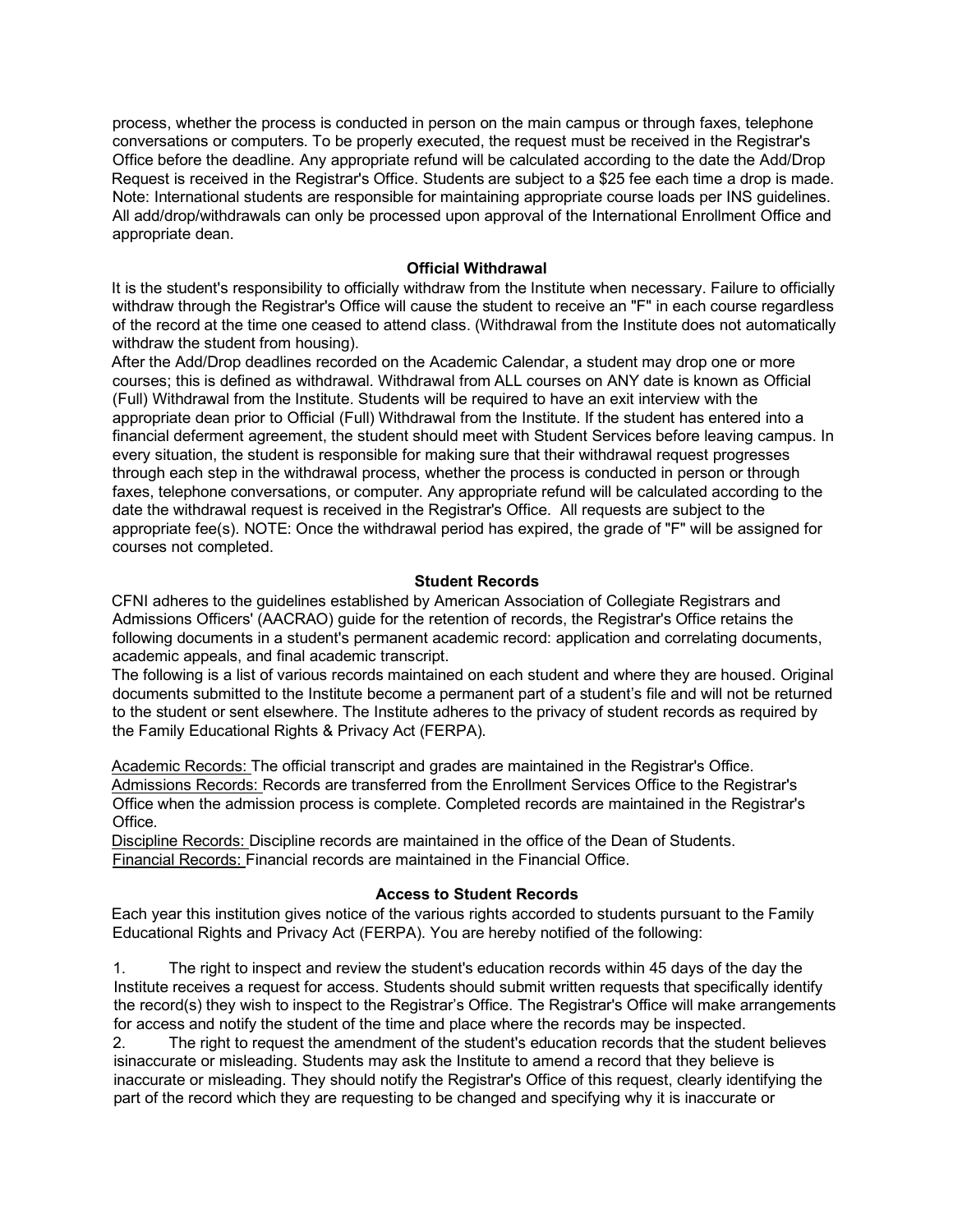process, whether the process is conducted in person on the main campus or through faxes, telephone conversations or computers. To be properly executed, the request must be received in the Registrar's Office before the deadline. Any appropriate refund will be calculated according to the date the Add/Drop Request is received in the Registrar's Office. Students are subject to a $25 fee each time a drop is made. Note: International students are responsible for maintaining appropriate course loads per INS guidelines. All add/drop/withdrawals can only be processed upon approval of the International Enrollment Office and appropriate dean.

### Official Withdrawal

It is the student's responsibility to officially withdraw from the Institute when necessary. Failure to officially withdraw through the Registrar's Office will cause the student to receive an "F" in each course regardless of the record at the time one ceased to attend class. (Withdrawal from the Institute does not automatically withdraw the student from housing).

After the Add/Drop deadlines recorded on the Academic Calendar, a student may drop one or more courses; this is defined as withdrawal. Withdrawal from ALL courses on ANY date is known as Official (Full) Withdrawal from the Institute. Students will be required to have an exit interview with the appropriate dean prior to Official (Full) Withdrawal from the Institute. If the student has entered into a financial deferment agreement, the student should meet with Student Services before leaving campus. In every situation, the student is responsible for making sure that their withdrawal request progresses through each step in the withdrawal process, whether the process is conducted in person or through faxes, telephone conversations, or computer. Any appropriate refund will be calculated according to the date the withdrawal request is received in the Registrar's Office. All requests are subject to the appropriate fee(s). NOTE: Once the withdrawal period has expired, the grade of "F" will be assigned for courses not completed.

### Student Records

CFNI adheres to the guidelines established by American Association of Collegiate Registrars and Admissions Officers' (AACRAO) guide for the retention of records, the Registrar's Office retains the following documents in a student's permanent academic record: application and correlating documents, academic appeals, and final academic transcript.

The following is a list of various records maintained on each student and where they are housed. Original documents submitted to the Institute become a permanent part of a student's file and will not be returned to the student or sent elsewhere. The Institute adheres to the privacy of student records as required by the Family Educational Rights & Privacy Act (FERPA).

Academic Records: The official transcript and grades are maintained in the Registrar's Office.
Admissions Records: Records are transferred from the Enrollment Services Office to the Registrar's Office when the admission process is complete. Completed records are maintained in the Registrar's Office.
Discipline Records: Discipline records are maintained in the office of the Dean of Students.
Financial Records: Financial records are maintained in the Financial Office.

### Access to Student Records

Each year this institution gives notice of the various rights accorded to students pursuant to the Family Educational Rights and Privacy Act (FERPA). You are hereby notified of the following:

1. The right to inspect and review the student's education records within 45 days of the day the Institute receives a request for access. Students should submit written requests that specifically identify the record(s) they wish to inspect to the Registrar's Office. The Registrar's Office will make arrangements for access and notify the student of the time and place where the records may be inspected.
2. The right to request the amendment of the student's education records that the student believes isinaccurate or misleading. Students may ask the Institute to amend a record that they believe is inaccurate or misleading. They should notify the Registrar's Office of this request, clearly identifying the part of the record which they are requesting to be changed and specifying why it is inaccurate or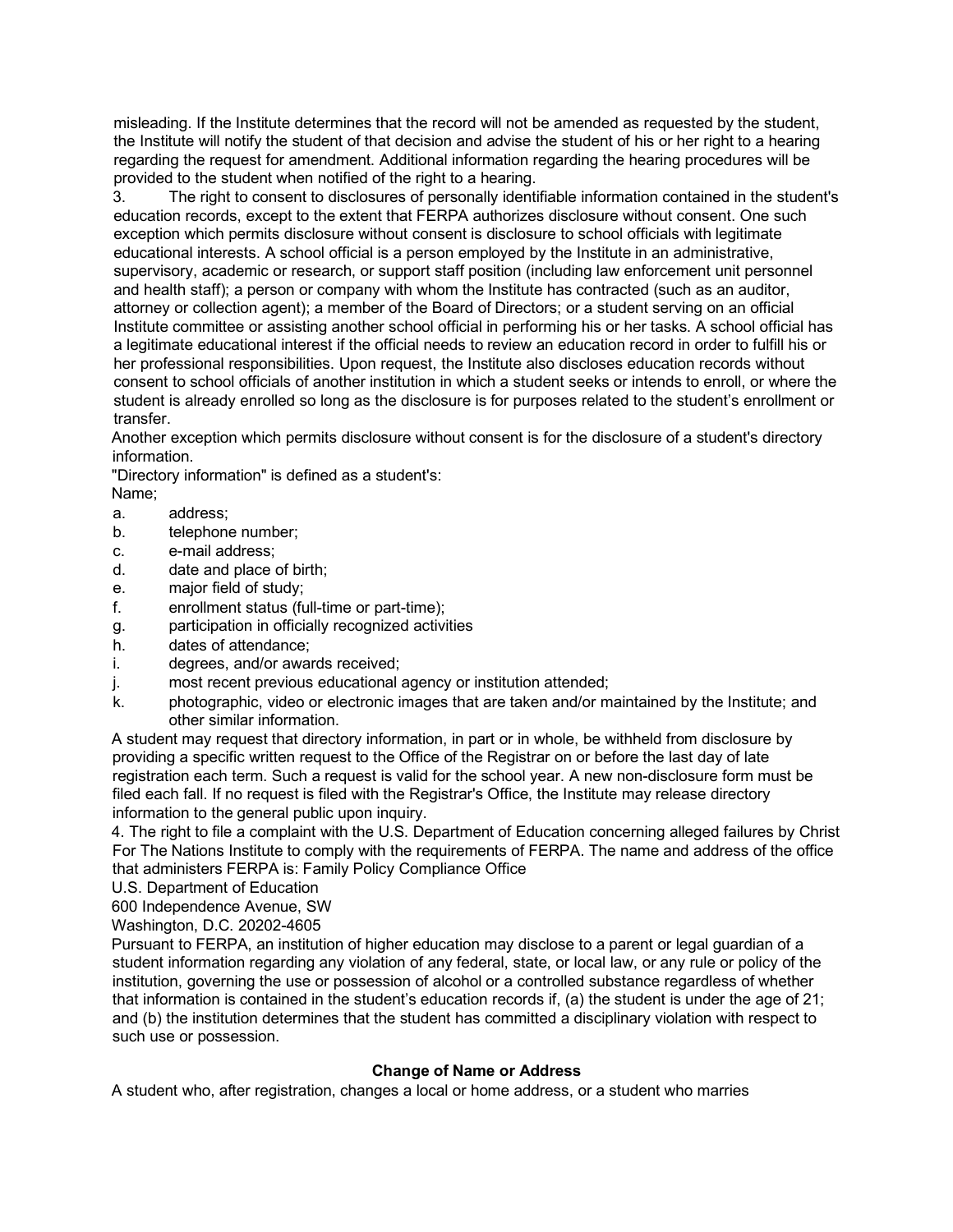misleading. If the Institute determines that the record will not be amended as requested by the student, the Institute will notify the student of that decision and advise the student of his or her right to a hearing regarding the request for amendment. Additional information regarding the hearing procedures will be provided to the student when notified of the right to a hearing.

3. The right to consent to disclosures of personally identifiable information contained in the student's education records, except to the extent that FERPA authorizes disclosure without consent. One such exception which permits disclosure without consent is disclosure to school officials with legitimate educational interests. A school official is a person employed by the Institute in an administrative, supervisory, academic or research, or support staff position (including law enforcement unit personnel and health staff); a person or company with whom the Institute has contracted (such as an auditor, attorney or collection agent); a member of the Board of Directors; or a student serving on an official Institute committee or assisting another school official in performing his or her tasks. A school official has a legitimate educational interest if the official needs to review an education record in order to fulfill his or her professional responsibilities. Upon request, the Institute also discloses education records without consent to school officials of another institution in which a student seeks or intends to enroll, or where the student is already enrolled so long as the disclosure is for purposes related to the student's enrollment or transfer.

Another exception which permits disclosure without consent is for the disclosure of a student's directory information.

"Directory information" is defined as a student's:

Name;

a. address;
b. telephone number;
c. e-mail address;
d. date and place of birth;
e. major field of study;
f. enrollment status (full-time or part-time);
g. participation in officially recognized activities
h. dates of attendance;
i. degrees, and/or awards received;
j. most recent previous educational agency or institution attended;
k. photographic, video or electronic images that are taken and/or maintained by the Institute; and other similar information.

A student may request that directory information, in part or in whole, be withheld from disclosure by providing a specific written request to the Office of the Registrar on or before the last day of late registration each term. Such a request is valid for the school year. A new non-disclosure form must be filed each fall. If no request is filed with the Registrar's Office, the Institute may release directory information to the general public upon inquiry.

4. The right to file a complaint with the U.S. Department of Education concerning alleged failures by Christ For The Nations Institute to comply with the requirements of FERPA. The name and address of the office that administers FERPA is: Family Policy Compliance Office

U.S. Department of Education
600 Independence Avenue, SW
Washington, D.C. 20202-4605

Pursuant to FERPA, an institution of higher education may disclose to a parent or legal guardian of a student information regarding any violation of any federal, state, or local law, or any rule or policy of the institution, governing the use or possession of alcohol or a controlled substance regardless of whether that information is contained in the student's education records if, (a) the student is under the age of 21; and (b) the institution determines that the student has committed a disciplinary violation with respect to such use or possession.

### Change of Name or Address

A student who, after registration, changes a local or home address, or a student who marries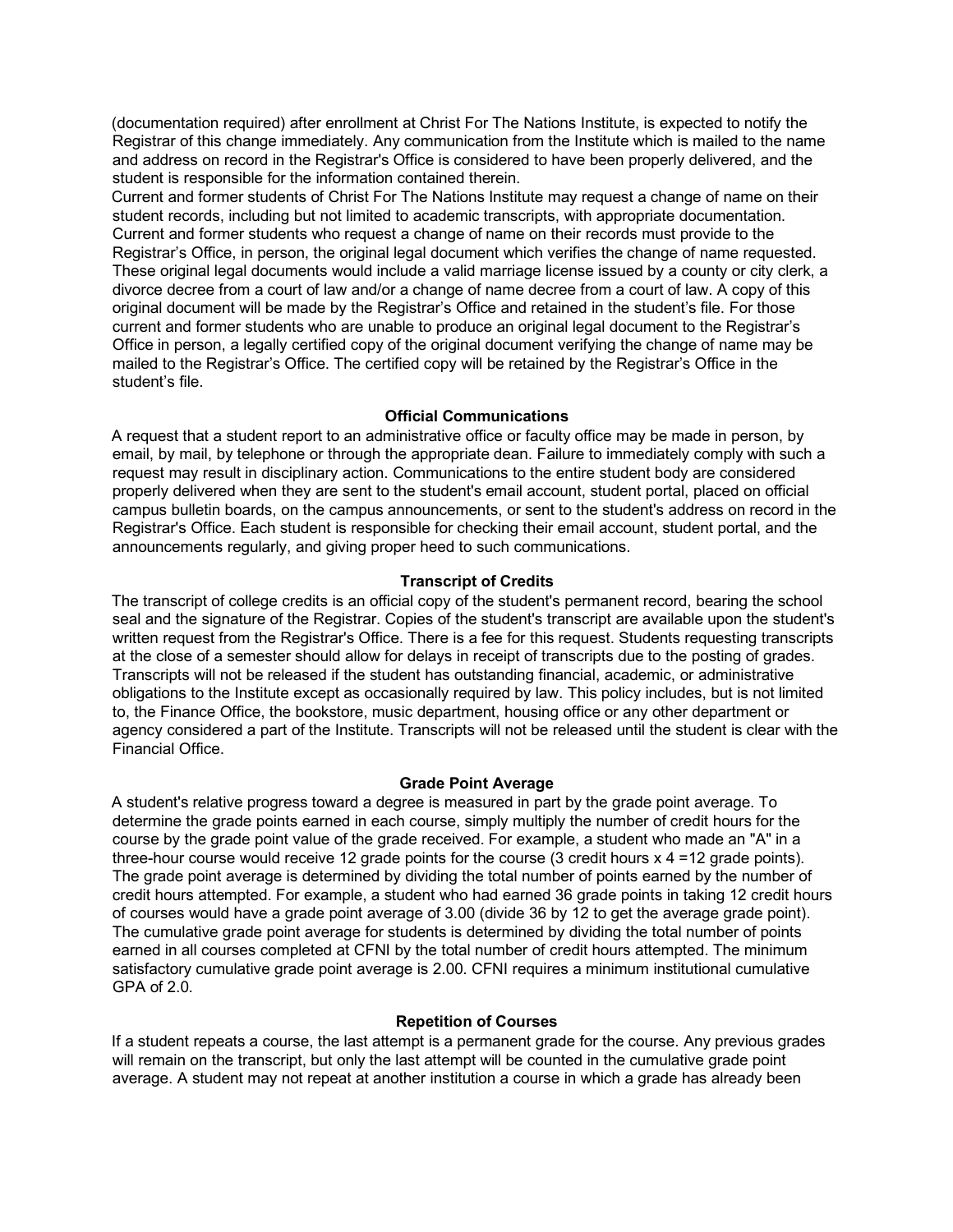(documentation required) after enrollment at Christ For The Nations Institute, is expected to notify the Registrar of this change immediately. Any communication from the Institute which is mailed to the name and address on record in the Registrar's Office is considered to have been properly delivered, and the student is responsible for the information contained therein.

Current and former students of Christ For The Nations Institute may request a change of name on their student records, including but not limited to academic transcripts, with appropriate documentation. Current and former students who request a change of name on their records must provide to the Registrar's Office, in person, the original legal document which verifies the change of name requested. These original legal documents would include a valid marriage license issued by a county or city clerk, a divorce decree from a court of law and/or a change of name decree from a court of law. A copy of this original document will be made by the Registrar's Office and retained in the student's file. For those current and former students who are unable to produce an original legal document to the Registrar's Office in person, a legally certified copy of the original document verifying the change of name may be mailed to the Registrar's Office. The certified copy will be retained by the Registrar's Office in the student's file.

**Official Communications**

A request that a student report to an administrative office or faculty office may be made in person, by email, by mail, by telephone or through the appropriate dean. Failure to immediately comply with such a request may result in disciplinary action. Communications to the entire student body are considered properly delivered when they are sent to the student's email account, student portal, placed on official campus bulletin boards, on the campus announcements, or sent to the student's address on record in the Registrar's Office. Each student is responsible for checking their email account, student portal, and the announcements regularly, and giving proper heed to such communications.

**Transcript of Credits**

The transcript of college credits is an official copy of the student's permanent record, bearing the school seal and the signature of the Registrar. Copies of the student's transcript are available upon the student's written request from the Registrar's Office. There is a fee for this request. Students requesting transcripts at the close of a semester should allow for delays in receipt of transcripts due to the posting of grades. Transcripts will not be released if the student has outstanding financial, academic, or administrative obligations to the Institute except as occasionally required by law. This policy includes, but is not limited to, the Finance Office, the bookstore, music department, housing office or any other department or agency considered a part of the Institute. Transcripts will not be released until the student is clear with the Financial Office.

**Grade Point Average**

A student's relative progress toward a degree is measured in part by the grade point average. To determine the grade points earned in each course, simply multiply the number of credit hours for the course by the grade point value of the grade received. For example, a student who made an "A" in a three-hour course would receive 12 grade points for the course (3 credit hours x 4 =12 grade points). The grade point average is determined by dividing the total number of points earned by the number of credit hours attempted. For example, a student who had earned 36 grade points in taking 12 credit hours of courses would have a grade point average of 3.00 (divide 36 by 12 to get the average grade point). The cumulative grade point average for students is determined by dividing the total number of points earned in all courses completed at CFNI by the total number of credit hours attempted. The minimum satisfactory cumulative grade point average is 2.00. CFNI requires a minimum institutional cumulative GPA of 2.0.

**Repetition of Courses**

If a student repeats a course, the last attempt is a permanent grade for the course. Any previous grades will remain on the transcript, but only the last attempt will be counted in the cumulative grade point average. A student may not repeat at another institution a course in which a grade has already been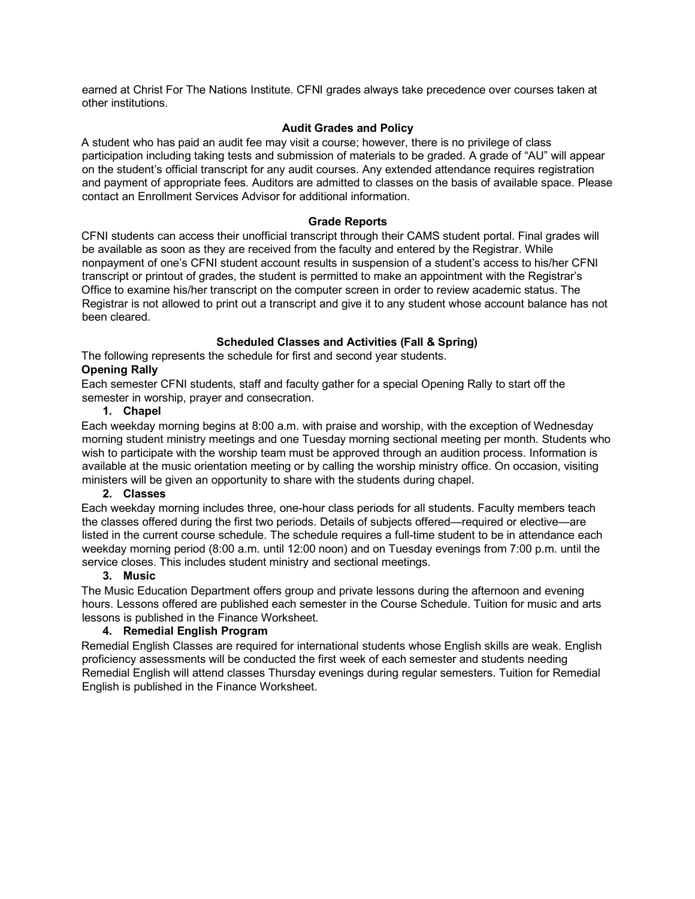earned at Christ For The Nations Institute. CFNI grades always take precedence over courses taken at other institutions.

### Audit Grades and Policy

A student who has paid an audit fee may visit a course; however, there is no privilege of class participation including taking tests and submission of materials to be graded. A grade of "AU" will appear on the student's official transcript for any audit courses. Any extended attendance requires registration and payment of appropriate fees. Auditors are admitted to classes on the basis of available space. Please contact an Enrollment Services Advisor for additional information.

### Grade Reports

CFNI students can access their unofficial transcript through their CAMS student portal. Final grades will be available as soon as they are received from the faculty and entered by the Registrar. While nonpayment of one's CFNI student account results in suspension of a student's access to his/her CFNI transcript or printout of grades, the student is permitted to make an appointment with the Registrar's Office to examine his/her transcript on the computer screen in order to review academic status. The Registrar is not allowed to print out a transcript and give it to any student whose account balance has not been cleared.

### Scheduled Classes and Activities (Fall & Spring)

The following represents the schedule for first and second year students.

**Opening Rally**

Each semester CFNI students, staff and faculty gather for a special Opening Rally to start off the semester in worship, prayer and consecration.

1. **Chapel**

Each weekday morning begins at 8:00 a.m. with praise and worship, with the exception of Wednesday morning student ministry meetings and one Tuesday morning sectional meeting per month. Students who wish to participate with the worship team must be approved through an audition process. Information is available at the music orientation meeting or by calling the worship ministry office. On occasion, visiting ministers will be given an opportunity to share with the students during chapel.

2. **Classes**

Each weekday morning includes three, one-hour class periods for all students. Faculty members teach the classes offered during the first two periods. Details of subjects offered—required or elective—are listed in the current course schedule. The schedule requires a full-time student to be in attendance each weekday morning period (8:00 a.m. until 12:00 noon) and on Tuesday evenings from 7:00 p.m. until the service closes. This includes student ministry and sectional meetings.

3. **Music**

The Music Education Department offers group and private lessons during the afternoon and evening hours. Lessons offered are published each semester in the Course Schedule. Tuition for music and arts lessons is published in the Finance Worksheet.

4. **Remedial English Program**

Remedial English Classes are required for international students whose English skills are weak. English proficiency assessments will be conducted the first week of each semester and students needing Remedial English will attend classes Thursday evenings during regular semesters. Tuition for Remedial English is published in the Finance Worksheet.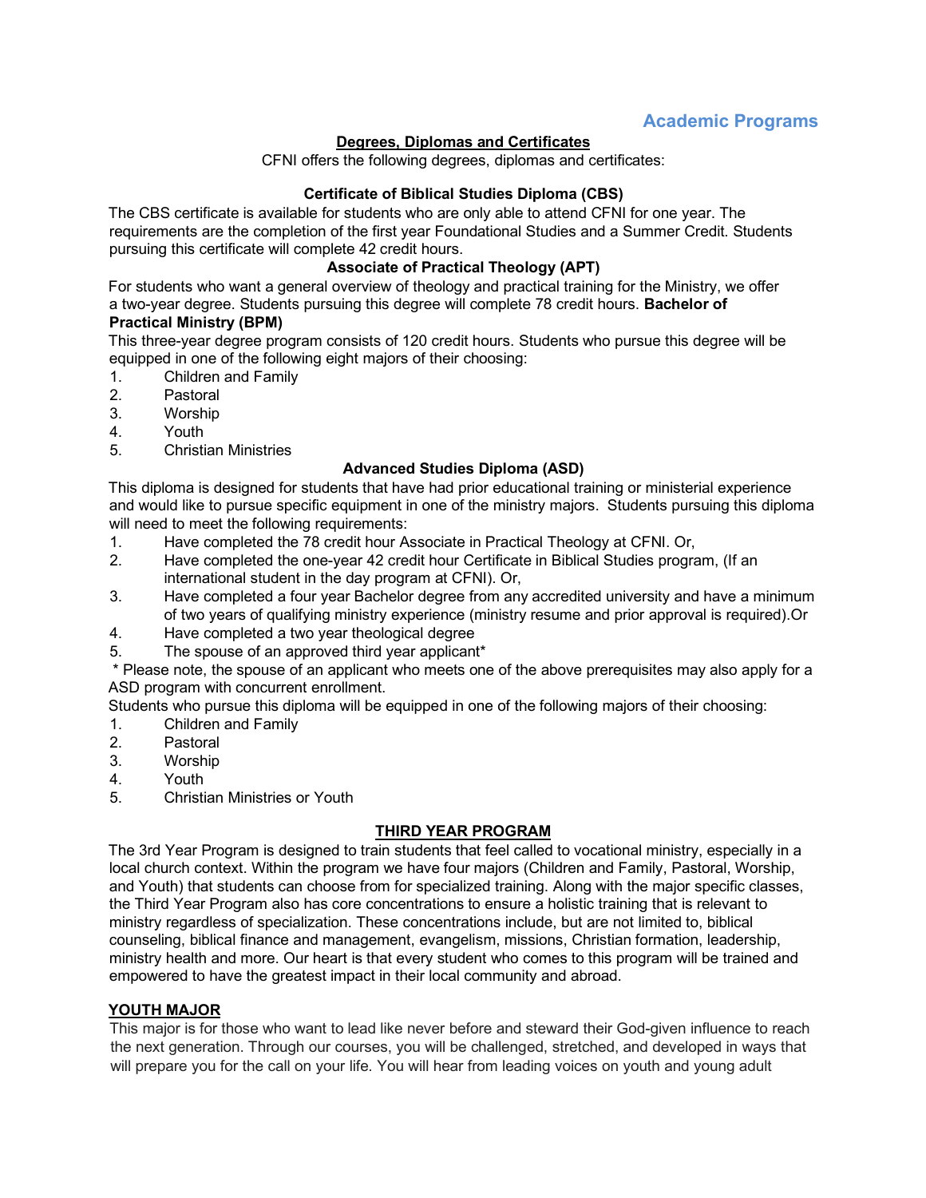## Academic Programs

### Degrees, Diplomas and Certificates

CFNI offers the following degrees, diplomas and certificates:

#### Certificate of Biblical Studies Diploma (CBS)

The CBS certificate is available for students who are only able to attend CFNI for one year. The requirements are the completion of the first year Foundational Studies and a Summer Credit. Students pursuing this certificate will complete 42 credit hours.

#### Associate of Practical Theology (APT)

For students who want a general overview of theology and practical training for the Ministry, we offer a two-year degree. Students pursuing this degree will complete 78 credit hours. **Bachelor of Practical Ministry (BPM)**

This three-year degree program consists of 120 credit hours. Students who pursue this degree will be equipped in one of the following eight majors of their choosing:

1. Children and Family
2. Pastoral
3. Worship
4. Youth
5. Christian Ministries

#### Advanced Studies Diploma (ASD)

This diploma is designed for students that have had prior educational training or ministerial experience and would like to pursue specific equipment in one of the ministry majors. Students pursuing this diploma will need to meet the following requirements:

1. Have completed the 78 credit hour Associate in Practical Theology at CFNI. Or,
2. Have completed the one-year 42 credit hour Certificate in Biblical Studies program, (If an international student in the day program at CFNI). Or,
3. Have completed a four year Bachelor degree from any accredited university and have a minimum of two years of qualifying ministry experience (ministry resume and prior approval is required).Or
4. Have completed a two year theological degree
5. The spouse of an approved third year applicant*

\* Please note, the spouse of an applicant who meets one of the above prerequisites may also apply for a ASD program with concurrent enrollment.

Students who pursue this diploma will be equipped in one of the following majors of their choosing:

1. Children and Family
2. Pastoral
3. Worship
4. Youth
5. Christian Ministries or Youth

### THIRD YEAR PROGRAM

The 3rd Year Program is designed to train students that feel called to vocational ministry, especially in a local church context. Within the program we have four majors (Children and Family, Pastoral, Worship, and Youth) that students can choose from for specialized training. Along with the major specific classes, the Third Year Program also has core concentrations to ensure a holistic training that is relevant to ministry regardless of specialization. These concentrations include, but are not limited to, biblical counseling, biblical finance and management, evangelism, missions, Christian formation, leadership, ministry health and more. Our heart is that every student who comes to this program will be trained and empowered to have the greatest impact in their local community and abroad.

#### YOUTH MAJOR

This major is for those who want to lead like never before and steward their God-given influence to reach the next generation. Through our courses, you will be challenged, stretched, and developed in ways that will prepare you for the call on your life. You will hear from leading voices on youth and young adult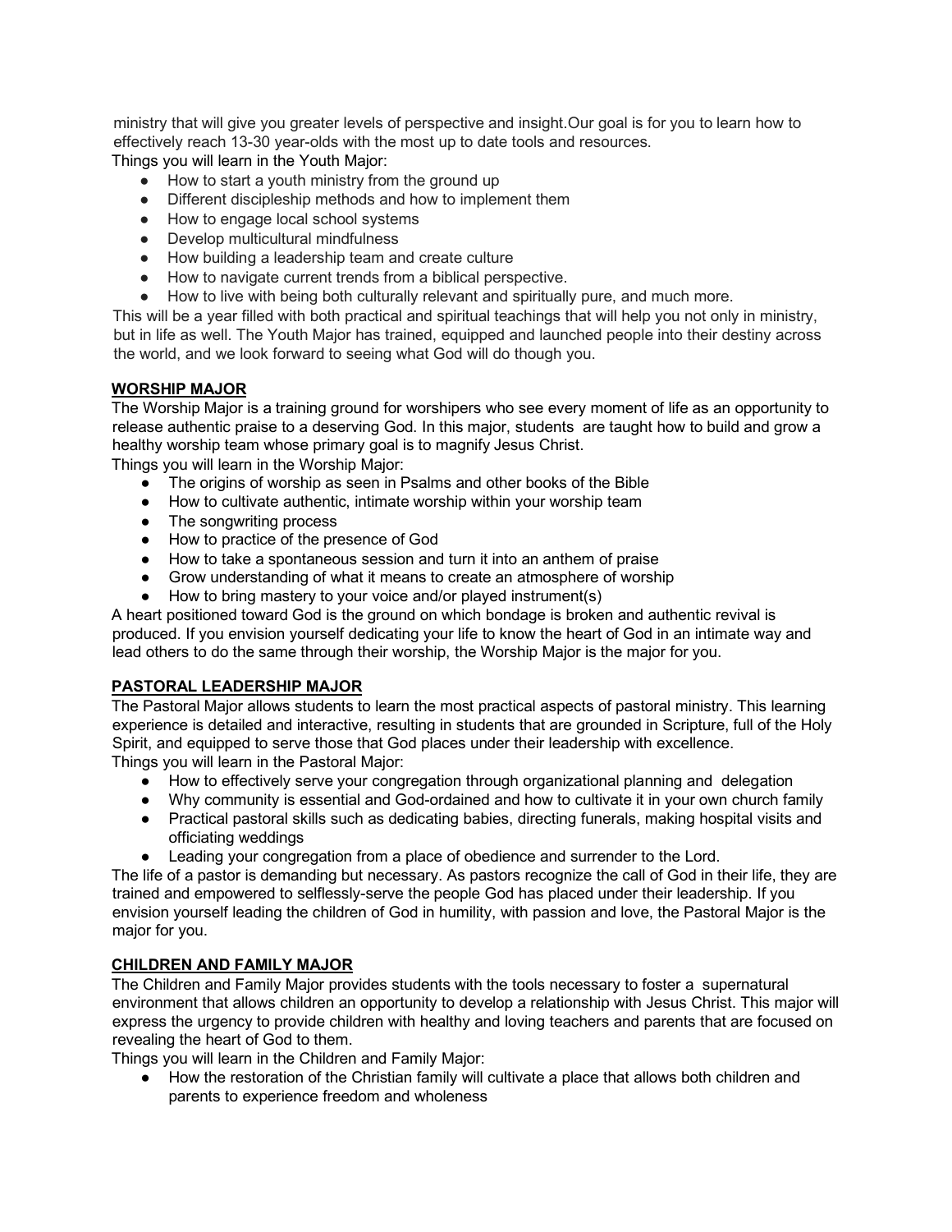ministry that will give you greater levels of perspective and insight.Our goal is for you to learn how to effectively reach 13-30 year-olds with the most up to date tools and resources.

Things you will learn in the Youth Major:

- How to start a youth ministry from the ground up
- Different discipleship methods and how to implement them
- How to engage local school systems
- Develop multicultural mindfulness
- How building a leadership team and create culture
- How to navigate current trends from a biblical perspective.
- How to live with being both culturally relevant and spiritually pure, and much more.

This will be a year filled with both practical and spiritual teachings that will help you not only in ministry, but in life as well. The Youth Major has trained, equipped and launched people into their destiny across the world, and we look forward to seeing what God will do though you.

## WORSHIP MAJOR

The Worship Major is a training ground for worshipers who see every moment of life as an opportunity to release authentic praise to a deserving God. In this major, students are taught how to build and grow a healthy worship team whose primary goal is to magnify Jesus Christ.

Things you will learn in the Worship Major:

- The origins of worship as seen in Psalms and other books of the Bible
- How to cultivate authentic, intimate worship within your worship team
- The songwriting process
- How to practice of the presence of God
- How to take a spontaneous session and turn it into an anthem of praise
- Grow understanding of what it means to create an atmosphere of worship
- How to bring mastery to your voice and/or played instrument(s)

A heart positioned toward God is the ground on which bondage is broken and authentic revival is produced. If you envision yourself dedicating your life to know the heart of God in an intimate way and lead others to do the same through their worship, the Worship Major is the major for you.

## PASTORAL LEADERSHIP MAJOR

The Pastoral Major allows students to learn the most practical aspects of pastoral ministry. This learning experience is detailed and interactive, resulting in students that are grounded in Scripture, full of the Holy Spirit, and equipped to serve those that God places under their leadership with excellence.

Things you will learn in the Pastoral Major:

- How to effectively serve your congregation through organizational planning and delegation
- Why community is essential and God-ordained and how to cultivate it in your own church family
- Practical pastoral skills such as dedicating babies, directing funerals, making hospital visits and officiating weddings
- Leading your congregation from a place of obedience and surrender to the Lord.

The life of a pastor is demanding but necessary. As pastors recognize the call of God in their life, they are trained and empowered to selflessly-serve the people God has placed under their leadership. If you envision yourself leading the children of God in humility, with passion and love, the Pastoral Major is the major for you.

## CHILDREN AND FAMILY MAJOR

The Children and Family Major provides students with the tools necessary to foster a supernatural environment that allows children an opportunity to develop a relationship with Jesus Christ. This major will express the urgency to provide children with healthy and loving teachers and parents that are focused on revealing the heart of God to them.

Things you will learn in the Children and Family Major:

- How the restoration of the Christian family will cultivate a place that allows both children and parents to experience freedom and wholeness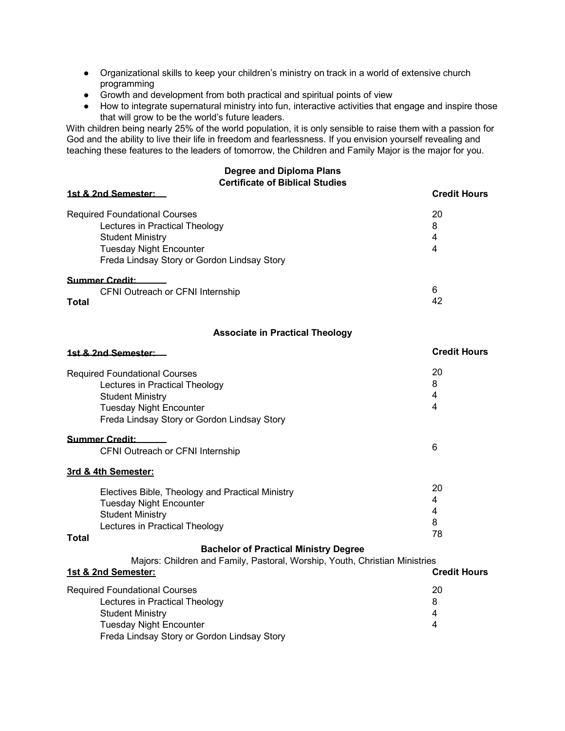- Organizational skills to keep your children's ministry on track in a world of extensive church programming
- Growth and development from both practical and spiritual points of view
- How to integrate supernatural ministry into fun, interactive activities that engage and inspire those that will grow to be the world's future leaders.

With children being nearly 25% of the world population, it is only sensible to raise them with a passion for God and the ability to live their life in freedom and fearlessness. If you envision yourself revealing and teaching these features to the leaders of tomorrow, the Children and Family Major is the major for you.

## Degree and Diploma Plans

### Certificate of Biblical Studies

| **1st & 2nd Semester:** | **Credit Hours** |
|---|---|
| Required Foundational Courses | 20 |
| Lectures in Practical Theology | 8 |
| Student Ministry | 4 |
| Tuesday Night Encounter | 4 |
| Freda Lindsay Story or Gordon Lindsay Story | |
| **Summer Credit:** | |
| CFNI Outreach or CFNI Internship | 6 |
| **Total** | 42 |

### Associate in Practical Theology

| **1st & 2nd Semester:** | **Credit Hours** |
|---|---|
| Required Foundational Courses | 20 |
| Lectures in Practical Theology | 8 |
| Student Ministry | 4 |
| Tuesday Night Encounter | 4 |
| Freda Lindsay Story or Gordon Lindsay Story | |
| **Summer Credit:** | |
| CFNI Outreach or CFNI Internship | 6 |
| **3rd & 4th Semester:** | |
| Electives Bible, Theology and Practical Ministry | 20 |
| Tuesday Night Encounter | 4 |
| Student Ministry | 4 |
| Lectures in Practical Theology | 8 |
| **Total** | 78 |

### Bachelor of Practical Ministry Degree

Majors: Children and Family, Pastoral, Worship, Youth, Christian Ministries

| **1st & 2nd Semester:** | **Credit Hours** |
|---|---|
| Required Foundational Courses | 20 |
| Lectures in Practical Theology | 8 |
| Student Ministry | 4 |
| Tuesday Night Encounter | 4 |
| Freda Lindsay Story or Gordon Lindsay Story | |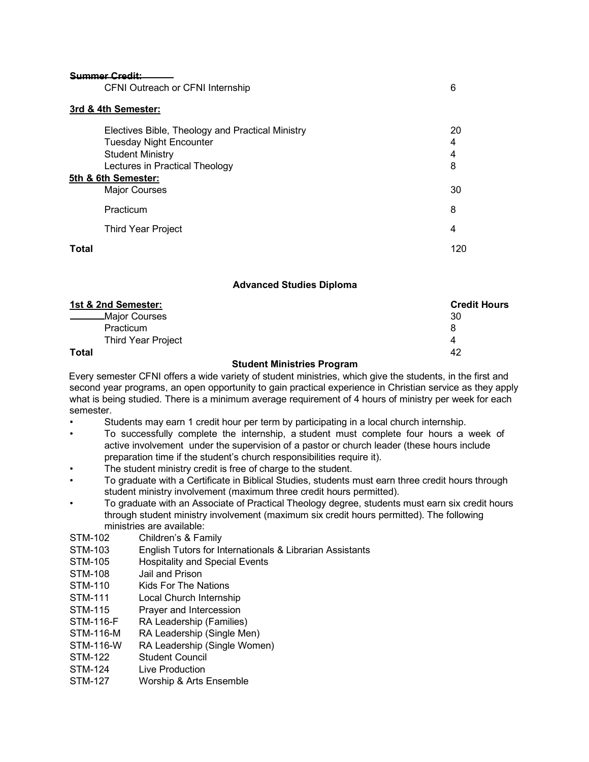| | |
|---|---|
| **Summer Credit:** | |
| CFNI Outreach or CFNI Internship | 6 |
| **3rd & 4th Semester:** | |
| Electives Bible, Theology and Practical Ministry | 20 |
| Tuesday Night Encounter | 4 |
| Student Ministry | 4 |
| Lectures in Practical Theology | 8 |
| **5th & 6th Semester:** | |
| Major Courses | 30 |
| Practicum | 8 |
| Third Year Project | 4 |
| **Total** | 120 |

### Advanced Studies Diploma

| **1st & 2nd Semester:** | **Credit Hours** |
|---|---|
| Major Courses | 30 |
| Practicum | 8 |
| Third Year Project | 4 |
| **Total** | 42 |

### Student Ministries Program

Every semester CFNI offers a wide variety of student ministries, which give the students, in the first and second year programs, an open opportunity to gain practical experience in Christian service as they apply what is being studied. There is a minimum average requirement of 4 hours of ministry per week for each semester.

- Students may earn 1 credit hour per term by participating in a local church internship.
- To successfully complete the internship, a student must complete four hours a week of active involvement under the supervision of a pastor or church leader (these hours include preparation time if the student's church responsibilities require it).
- The student ministry credit is free of charge to the student.
- To graduate with a Certificate in Biblical Studies, students must earn three credit hours through student ministry involvement (maximum three credit hours permitted).
- To graduate with an Associate of Practical Theology degree, students must earn six credit hours through student ministry involvement (maximum six credit hours permitted). The following ministries are available:

| | |
|---|---|
| STM-102 | Children's & Family |
| STM-103 | English Tutors for Internationals & Librarian Assistants |
| STM-105 | Hospitality and Special Events |
| STM-108 | Jail and Prison |
| STM-110 | Kids For The Nations |
| STM-111 | Local Church Internship |
| STM-115 | Prayer and Intercession |
| STM-116-F | RA Leadership (Families) |
| STM-116-M | RA Leadership (Single Men) |
| STM-116-W | RA Leadership (Single Women) |
| STM-122 | Student Council |
| STM-124 | Live Production |
| STM-127 | Worship & Arts Ensemble |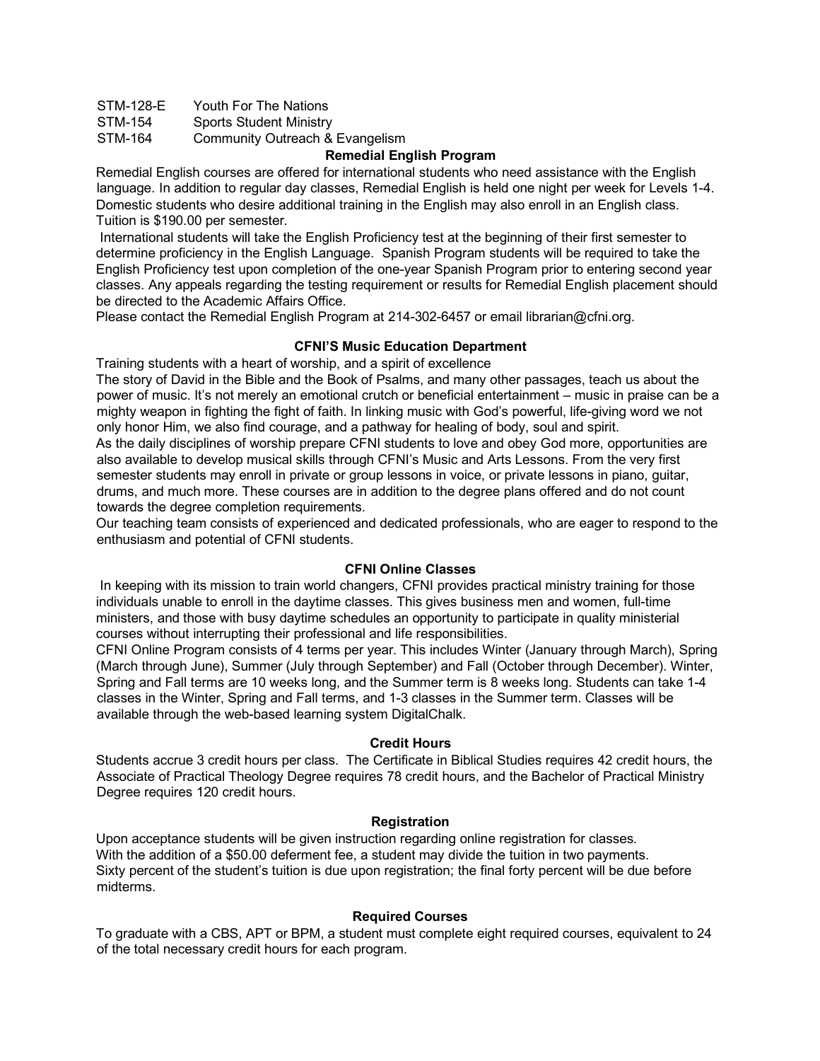| | |
|---|---|
| STM-128-E | Youth For The Nations |
| STM-154 | Sports Student Ministry |
| STM-164 | Community Outreach & Evangelism |

## Remedial English Program

Remedial English courses are offered for international students who need assistance with the English language. In addition to regular day classes, Remedial English is held one night per week for Levels 1-4. Domestic students who desire additional training in the English may also enroll in an English class. Tuition is $190.00 per semester.

International students will take the English Proficiency test at the beginning of their first semester to determine proficiency in the English Language. Spanish Program students will be required to take the English Proficiency test upon completion of the one-year Spanish Program prior to entering second year classes. Any appeals regarding the testing requirement or results for Remedial English placement should be directed to the Academic Affairs Office.

Please contact the Remedial English Program at 214-302-6457 or email librarian@cfni.org.

## CFNI'S Music Education Department

Training students with a heart of worship, and a spirit of excellence

The story of David in the Bible and the Book of Psalms, and many other passages, teach us about the power of music. It's not merely an emotional crutch or beneficial entertainment – music in praise can be a mighty weapon in fighting the fight of faith. In linking music with God's powerful, life-giving word we not only honor Him, we also find courage, and a pathway for healing of body, soul and spirit.

As the daily disciplines of worship prepare CFNI students to love and obey God more, opportunities are also available to develop musical skills through CFNI's Music and Arts Lessons. From the very first semester students may enroll in private or group lessons in voice, or private lessons in piano, guitar, drums, and much more. These courses are in addition to the degree plans offered and do not count towards the degree completion requirements.

Our teaching team consists of experienced and dedicated professionals, who are eager to respond to the enthusiasm and potential of CFNI students.

## CFNI Online Classes

In keeping with its mission to train world changers, CFNI provides practical ministry training for those individuals unable to enroll in the daytime classes. This gives business men and women, full-time ministers, and those with busy daytime schedules an opportunity to participate in quality ministerial courses without interrupting their professional and life responsibilities.

CFNI Online Program consists of 4 terms per year. This includes Winter (January through March), Spring (March through June), Summer (July through September) and Fall (October through December). Winter, Spring and Fall terms are 10 weeks long, and the Summer term is 8 weeks long. Students can take 1-4 classes in the Winter, Spring and Fall terms, and 1-3 classes in the Summer term. Classes will be available through the web-based learning system DigitalChalk.

## Credit Hours

Students accrue 3 credit hours per class. The Certificate in Biblical Studies requires 42 credit hours, the Associate of Practical Theology Degree requires 78 credit hours, and the Bachelor of Practical Ministry Degree requires 120 credit hours.

## Registration

Upon acceptance students will be given instruction regarding online registration for classes.
With the addition of a $50.00 deferment fee, a student may divide the tuition in two payments.
Sixty percent of the student's tuition is due upon registration; the final forty percent will be due before midterms.

## Required Courses

To graduate with a CBS, APT or BPM, a student must complete eight required courses, equivalent to 24 of the total necessary credit hours for each program.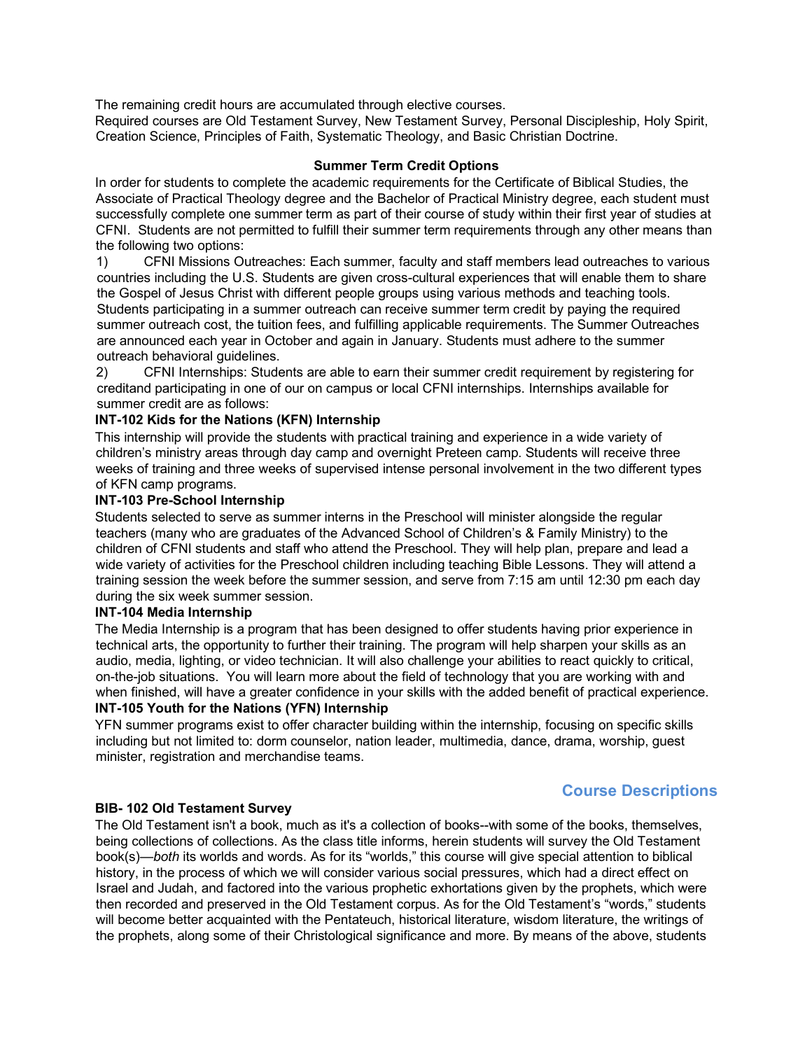The remaining credit hours are accumulated through elective courses.
Required courses are Old Testament Survey, New Testament Survey, Personal Discipleship, Holy Spirit, Creation Science, Principles of Faith, Systematic Theology, and Basic Christian Doctrine.

**Summer Term Credit Options**

In order for students to complete the academic requirements for the Certificate of Biblical Studies, the Associate of Practical Theology degree and the Bachelor of Practical Ministry degree, each student must successfully complete one summer term as part of their course of study within their first year of studies at CFNI. Students are not permitted to fulfill their summer term requirements through any other means than the following two options:

1) CFNI Missions Outreaches: Each summer, faculty and staff members lead outreaches to various countries including the U.S. Students are given cross-cultural experiences that will enable them to share the Gospel of Jesus Christ with different people groups using various methods and teaching tools. Students participating in a summer outreach can receive summer term credit by paying the required summer outreach cost, the tuition fees, and fulfilling applicable requirements. The Summer Outreaches are announced each year in October and again in January. Students must adhere to the summer outreach behavioral guidelines.

2) CFNI Internships: Students are able to earn their summer credit requirement by registering for creditand participating in one of our on campus or local CFNI internships. Internships available for summer credit are as follows:

**INT-102 Kids for the Nations (KFN) Internship**

This internship will provide the students with practical training and experience in a wide variety of children's ministry areas through day camp and overnight Preteen camp. Students will receive three weeks of training and three weeks of supervised intense personal involvement in the two different types of KFN camp programs.

**INT-103 Pre-School Internship**

Students selected to serve as summer interns in the Preschool will minister alongside the regular teachers (many who are graduates of the Advanced School of Children's & Family Ministry) to the children of CFNI students and staff who attend the Preschool. They will help plan, prepare and lead a wide variety of activities for the Preschool children including teaching Bible Lessons. They will attend a training session the week before the summer session, and serve from 7:15 am until 12:30 pm each day during the six week summer session.

**INT-104 Media Internship**

The Media Internship is a program that has been designed to offer students having prior experience in technical arts, the opportunity to further their training. The program will help sharpen your skills as an audio, media, lighting, or video technician. It will also challenge your abilities to react quickly to critical, on-the-job situations. You will learn more about the field of technology that you are working with and when finished, will have a greater confidence in your skills with the added benefit of practical experience.

**INT-105 Youth for the Nations (YFN) Internship**

YFN summer programs exist to offer character building within the internship, focusing on specific skills including but not limited to: dorm counselor, nation leader, multimedia, dance, drama, worship, guest minister, registration and merchandise teams.

## Course Descriptions

**BIB- 102 Old Testament Survey**

The Old Testament isn't a book, much as it's a collection of books--with some of the books, themselves, being collections of collections. As the class title informs, herein students will survey the Old Testament book(s)—*both* its worlds and words. As for its "worlds," this course will give special attention to biblical history, in the process of which we will consider various social pressures, which had a direct effect on Israel and Judah, and factored into the various prophetic exhortations given by the prophets, which were then recorded and preserved in the Old Testament corpus. As for the Old Testament's "words," students will become better acquainted with the Pentateuch, historical literature, wisdom literature, the writings of the prophets, along some of their Christological significance and more. By means of the above, students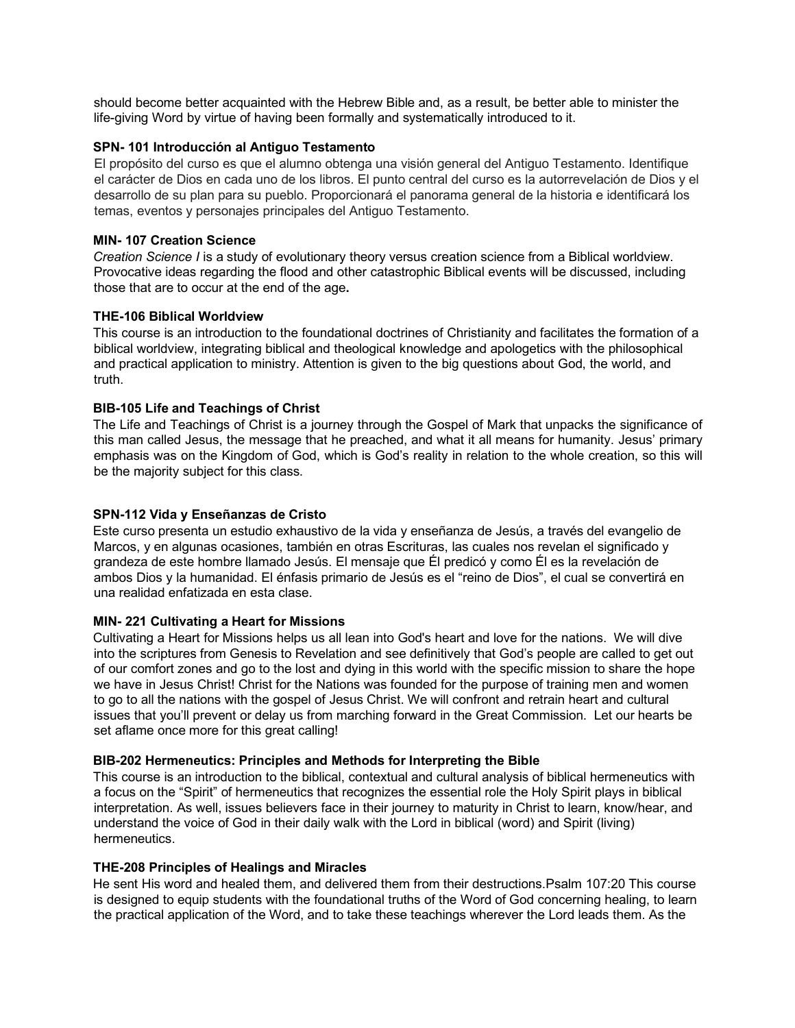should become better acquainted with the Hebrew Bible and, as a result, be better able to minister the life-giving Word by virtue of having been formally and systematically introduced to it.

**SPN- 101 Introducción al Antiguo Testamento**

El propósito del curso es que el alumno obtenga una visión general del Antiguo Testamento. Identifique el carácter de Dios en cada uno de los libros. El punto central del curso es la autorrevelación de Dios y el desarrollo de su plan para su pueblo. Proporcionará el panorama general de la historia e identificará los temas, eventos y personajes principales del Antiguo Testamento.

**MIN- 107 Creation Science**

*Creation Science I* is a study of evolutionary theory versus creation science from a Biblical worldview. Provocative ideas regarding the flood and other catastrophic Biblical events will be discussed, including those that are to occur at the end of the age**.**

**THE-106 Biblical Worldview**

This course is an introduction to the foundational doctrines of Christianity and facilitates the formation of a biblical worldview, integrating biblical and theological knowledge and apologetics with the philosophical and practical application to ministry. Attention is given to the big questions about God, the world, and truth.

**BIB-105 Life and Teachings of Christ**

The Life and Teachings of Christ is a journey through the Gospel of Mark that unpacks the significance of this man called Jesus, the message that he preached, and what it all means for humanity. Jesus' primary emphasis was on the Kingdom of God, which is God's reality in relation to the whole creation, so this will be the majority subject for this class.

**SPN-112 Vida y Enseñanzas de Cristo**

Este curso presenta un estudio exhaustivo de la vida y enseñanza de Jesús, a través del evangelio de Marcos, y en algunas ocasiones, también en otras Escrituras, las cuales nos revelan el significado y grandeza de este hombre llamado Jesús. El mensaje que Él predicó y como Él es la revelación de ambos Dios y la humanidad. El énfasis primario de Jesús es el "reino de Dios", el cual se convertirá en una realidad enfatizada en esta clase.

**MIN- 221 Cultivating a Heart for Missions**

Cultivating a Heart for Missions helps us all lean into God's heart and love for the nations. We will dive into the scriptures from Genesis to Revelation and see definitively that God's people are called to get out of our comfort zones and go to the lost and dying in this world with the specific mission to share the hope we have in Jesus Christ! Christ for the Nations was founded for the purpose of training men and women to go to all the nations with the gospel of Jesus Christ. We will confront and retrain heart and cultural issues that you'll prevent or delay us from marching forward in the Great Commission. Let our hearts be set aflame once more for this great calling!

**BIB-202 Hermeneutics: Principles and Methods for Interpreting the Bible**

This course is an introduction to the biblical, contextual and cultural analysis of biblical hermeneutics with a focus on the "Spirit" of hermeneutics that recognizes the essential role the Holy Spirit plays in biblical interpretation. As well, issues believers face in their journey to maturity in Christ to learn, know/hear, and understand the voice of God in their daily walk with the Lord in biblical (word) and Spirit (living) hermeneutics.

**THE-208 Principles of Healings and Miracles**

He sent His word and healed them, and delivered them from their destructions.Psalm 107:20 This course is designed to equip students with the foundational truths of the Word of God concerning healing, to learn the practical application of the Word, and to take these teachings wherever the Lord leads them. As the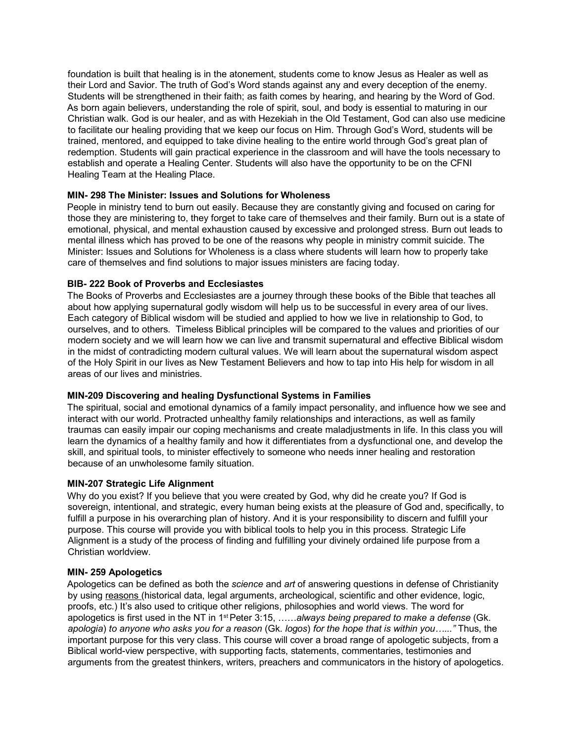foundation is built that healing is in the atonement, students come to know Jesus as Healer as well as their Lord and Savior. The truth of God's Word stands against any and every deception of the enemy. Students will be strengthened in their faith; as faith comes by hearing, and hearing by the Word of God. As born again believers, understanding the role of spirit, soul, and body is essential to maturing in our Christian walk. God is our healer, and as with Hezekiah in the Old Testament, God can also use medicine to facilitate our healing providing that we keep our focus on Him. Through God's Word, students will be trained, mentored, and equipped to take divine healing to the entire world through God's great plan of redemption. Students will gain practical experience in the classroom and will have the tools necessary to establish and operate a Healing Center. Students will also have the opportunity to be on the CFNI Healing Team at the Healing Place.

**MIN- 298 The Minister: Issues and Solutions for Wholeness**

People in ministry tend to burn out easily. Because they are constantly giving and focused on caring for those they are ministering to, they forget to take care of themselves and their family. Burn out is a state of emotional, physical, and mental exhaustion caused by excessive and prolonged stress. Burn out leads to mental illness which has proved to be one of the reasons why people in ministry commit suicide. The Minister: Issues and Solutions for Wholeness is a class where students will learn how to properly take care of themselves and find solutions to major issues ministers are facing today.

**BIB- 222 Book of Proverbs and Ecclesiastes**

The Books of Proverbs and Ecclesiastes are a journey through these books of the Bible that teaches all about how applying supernatural godly wisdom will help us to be successful in every area of our lives. Each category of Biblical wisdom will be studied and applied to how we live in relationship to God, to ourselves, and to others. Timeless Biblical principles will be compared to the values and priorities of our modern society and we will learn how we can live and transmit supernatural and effective Biblical wisdom in the midst of contradicting modern cultural values. We will learn about the supernatural wisdom aspect of the Holy Spirit in our lives as New Testament Believers and how to tap into His help for wisdom in all areas of our lives and ministries.

**MIN-209 Discovering and healing Dysfunctional Systems in Families**

The spiritual, social and emotional dynamics of a family impact personality, and influence how we see and interact with our world. Protracted unhealthy family relationships and interactions, as well as family traumas can easily impair our coping mechanisms and create maladjustments in life. In this class you will learn the dynamics of a healthy family and how it differentiates from a dysfunctional one, and develop the skill, and spiritual tools, to minister effectively to someone who needs inner healing and restoration because of an unwholesome family situation.

**MIN-207 Strategic Life Alignment**

Why do you exist? If you believe that you were created by God, why did he create you? If God is sovereign, intentional, and strategic, every human being exists at the pleasure of God and, specifically, to fulfill a purpose in his overarching plan of history. And it is your responsibility to discern and fulfill your purpose. This course will provide you with biblical tools to help you in this process. Strategic Life Alignment is a study of the process of finding and fulfilling your divinely ordained life purpose from a Christian worldview.

**MIN- 259 Apologetics**

Apologetics can be defined as both the *science* and *art* of answering questions in defense of Christianity by using reasons (historical data, legal arguments, archeological, scientific and other evidence, logic, proofs, etc.) It's also used to critique other religions, philosophies and world views. The word for apologetics is first used in the NT in 1st Peter 3:15, ……*always being prepared to make a defense* (Gk. *apologia*) *to anyone who asks you for a reason* (Gk. *logos*) *for the hope that is within you…...*" Thus, the important purpose for this very class. This course will cover a broad range of apologetic subjects, from a Biblical world-view perspective, with supporting facts, statements, commentaries, testimonies and arguments from the greatest thinkers, writers, preachers and communicators in the history of apologetics.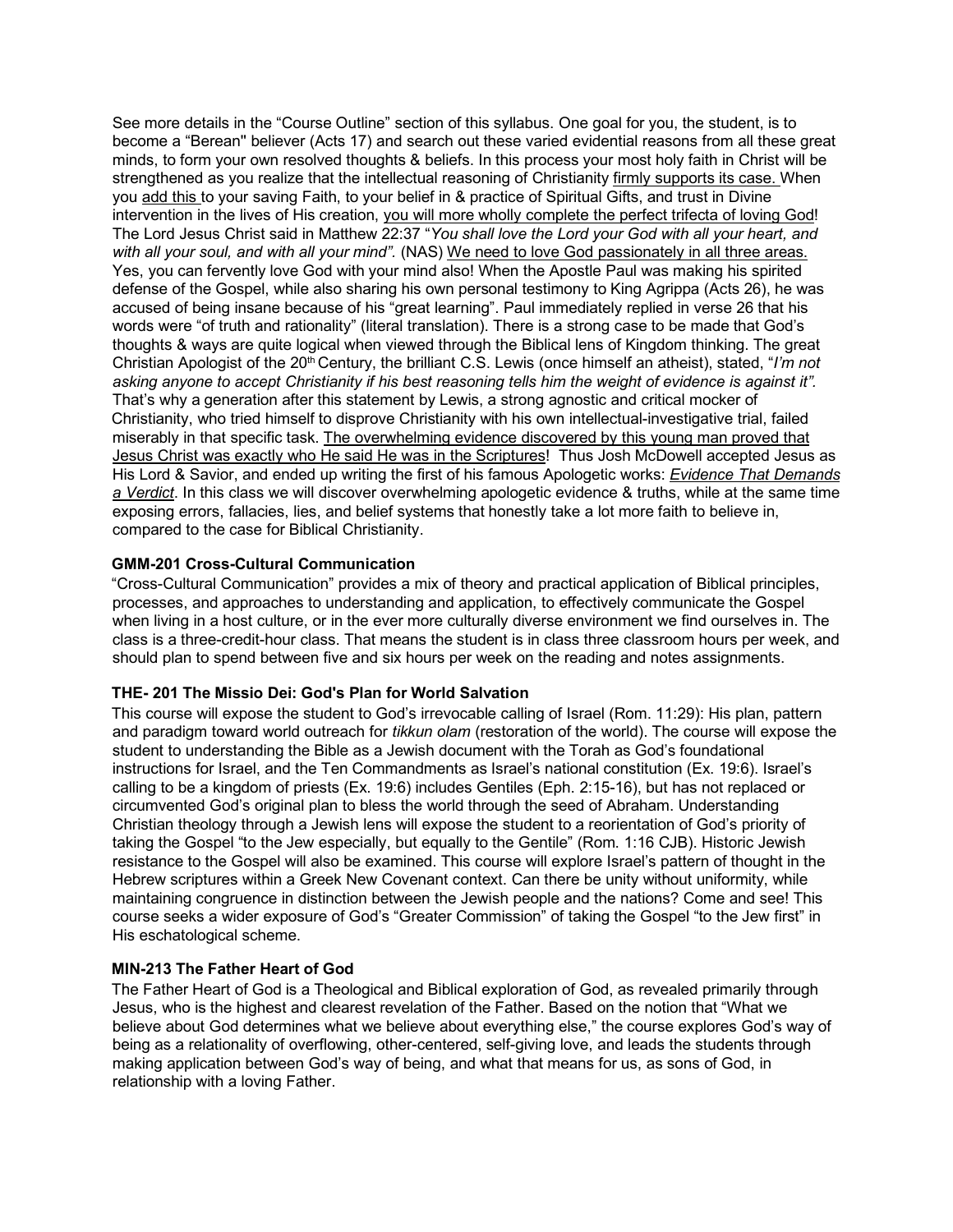See more details in the "Course Outline" section of this syllabus. One goal for you, the student, is to become a "Berean" believer (Acts 17) and search out these varied evidential reasons from all these great minds, to form your own resolved thoughts & beliefs. In this process your most holy faith in Christ will be strengthened as you realize that the intellectual reasoning of Christianity <u>firmly supports its case.</u> When you <u>add this</u> to your saving Faith, to your belief in & practice of Spiritual Gifts, and trust in Divine intervention in the lives of His creation, <u>you will more wholly complete the perfect trifecta of loving God</u>! The Lord Jesus Christ said in Matthew 22:37 "*You shall love the Lord your God with all your heart, and with all your soul, and with all your mind".* (NAS) <u>We need to love God passionately in all three areas.</u> Yes, you can fervently love God with your mind also! When the Apostle Paul was making his spirited defense of the Gospel, while also sharing his own personal testimony to King Agrippa (Acts 26), he was accused of being insane because of his "great learning". Paul immediately replied in verse 26 that his words were "of truth and rationality" (literal translation). There is a strong case to be made that God's thoughts & ways are quite logical when viewed through the Biblical lens of Kingdom thinking. The great Christian Apologist of the 20th Century, the brilliant C.S. Lewis (once himself an atheist), stated, "*I'm not asking anyone to accept Christianity if his best reasoning tells him the weight of evidence is against it".* That's why a generation after this statement by Lewis, a strong agnostic and critical mocker of Christianity, who tried himself to disprove Christianity with his own intellectual-investigative trial, failed miserably in that specific task. <u>The overwhelming evidence discovered by this young man proved that Jesus Christ was exactly who He said He was in the Scriptures</u>! Thus Josh McDowell accepted Jesus as His Lord & Savior, and ended up writing the first of his famous Apologetic works: <u>*Evidence That Demands a Verdict*</u>. In this class we will discover overwhelming apologetic evidence & truths, while at the same time exposing errors, fallacies, lies, and belief systems that honestly take a lot more faith to believe in, compared to the case for Biblical Christianity.

### GMM-201 Cross-Cultural Communication

"Cross-Cultural Communication" provides a mix of theory and practical application of Biblical principles, processes, and approaches to understanding and application, to effectively communicate the Gospel when living in a host culture, or in the ever more culturally diverse environment we find ourselves in. The class is a three-credit-hour class. That means the student is in class three classroom hours per week, and should plan to spend between five and six hours per week on the reading and notes assignments.

### THE- 201 The Missio Dei: God's Plan for World Salvation

This course will expose the student to God's irrevocable calling of Israel (Rom. 11:29): His plan, pattern and paradigm toward world outreach for *tikkun olam* (restoration of the world). The course will expose the student to understanding the Bible as a Jewish document with the Torah as God's foundational instructions for Israel, and the Ten Commandments as Israel's national constitution (Ex. 19:6). Israel's calling to be a kingdom of priests (Ex. 19:6) includes Gentiles (Eph. 2:15-16), but has not replaced or circumvented God's original plan to bless the world through the seed of Abraham. Understanding Christian theology through a Jewish lens will expose the student to a reorientation of God's priority of taking the Gospel "to the Jew especially, but equally to the Gentile" (Rom. 1:16 CJB). Historic Jewish resistance to the Gospel will also be examined. This course will explore Israel's pattern of thought in the Hebrew scriptures within a Greek New Covenant context. Can there be unity without uniformity, while maintaining congruence in distinction between the Jewish people and the nations? Come and see! This course seeks a wider exposure of God's "Greater Commission" of taking the Gospel "to the Jew first" in His eschatological scheme.

### MIN-213 The Father Heart of God

The Father Heart of God is a Theological and Biblical exploration of God, as revealed primarily through Jesus, who is the highest and clearest revelation of the Father. Based on the notion that "What we believe about God determines what we believe about everything else," the course explores God's way of being as a relationality of overflowing, other-centered, self-giving love, and leads the students through making application between God's way of being, and what that means for us, as sons of God, in relationship with a loving Father.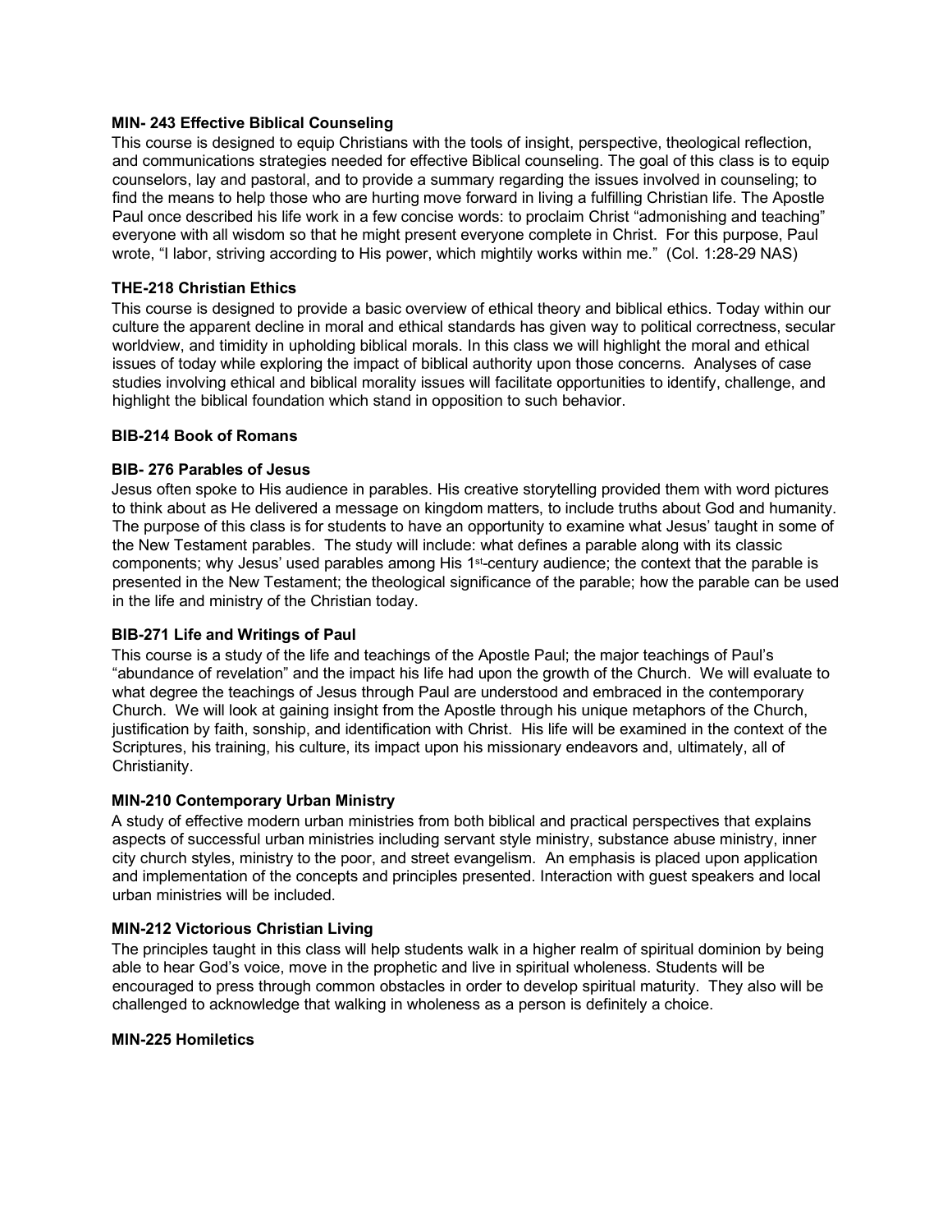**MIN- 243 Effective Biblical Counseling**

This course is designed to equip Christians with the tools of insight, perspective, theological reflection, and communications strategies needed for effective Biblical counseling. The goal of this class is to equip counselors, lay and pastoral, and to provide a summary regarding the issues involved in counseling; to find the means to help those who are hurting move forward in living a fulfilling Christian life. The Apostle Paul once described his life work in a few concise words: to proclaim Christ "admonishing and teaching" everyone with all wisdom so that he might present everyone complete in Christ. For this purpose, Paul wrote, "I labor, striving according to His power, which mightily works within me." (Col. 1:28-29 NAS)

**THE-218 Christian Ethics**

This course is designed to provide a basic overview of ethical theory and biblical ethics. Today within our culture the apparent decline in moral and ethical standards has given way to political correctness, secular worldview, and timidity in upholding biblical morals. In this class we will highlight the moral and ethical issues of today while exploring the impact of biblical authority upon those concerns. Analyses of case studies involving ethical and biblical morality issues will facilitate opportunities to identify, challenge, and highlight the biblical foundation which stand in opposition to such behavior.

**BIB-214 Book of Romans**

**BIB- 276 Parables of Jesus**

Jesus often spoke to His audience in parables. His creative storytelling provided them with word pictures to think about as He delivered a message on kingdom matters, to include truths about God and humanity. The purpose of this class is for students to have an opportunity to examine what Jesus' taught in some of the New Testament parables. The study will include: what defines a parable along with its classic components; why Jesus' used parables among His 1st-century audience; the context that the parable is presented in the New Testament; the theological significance of the parable; how the parable can be used in the life and ministry of the Christian today.

**BIB-271 Life and Writings of Paul**

This course is a study of the life and teachings of the Apostle Paul; the major teachings of Paul's "abundance of revelation" and the impact his life had upon the growth of the Church. We will evaluate to what degree the teachings of Jesus through Paul are understood and embraced in the contemporary Church. We will look at gaining insight from the Apostle through his unique metaphors of the Church, justification by faith, sonship, and identification with Christ. His life will be examined in the context of the Scriptures, his training, his culture, its impact upon his missionary endeavors and, ultimately, all of Christianity.

**MIN-210 Contemporary Urban Ministry**

A study of effective modern urban ministries from both biblical and practical perspectives that explains aspects of successful urban ministries including servant style ministry, substance abuse ministry, inner city church styles, ministry to the poor, and street evangelism. An emphasis is placed upon application and implementation of the concepts and principles presented. Interaction with guest speakers and local urban ministries will be included.

**MIN-212 Victorious Christian Living**

The principles taught in this class will help students walk in a higher realm of spiritual dominion by being able to hear God's voice, move in the prophetic and live in spiritual wholeness. Students will be encouraged to press through common obstacles in order to develop spiritual maturity. They also will be challenged to acknowledge that walking in wholeness as a person is definitely a choice.

**MIN-225 Homiletics**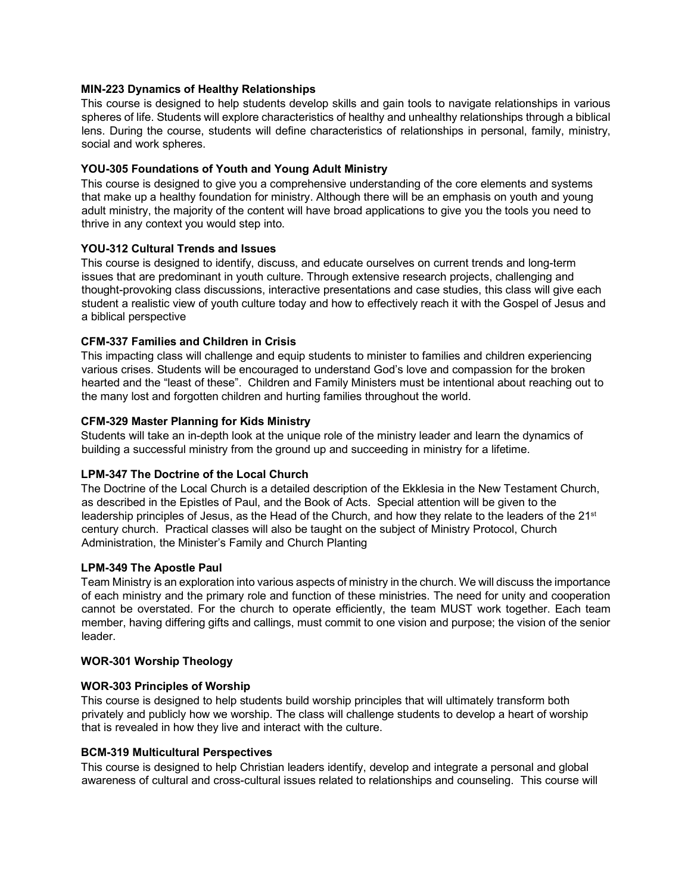**MIN-223 Dynamics of Healthy Relationships**
This course is designed to help students develop skills and gain tools to navigate relationships in various spheres of life. Students will explore characteristics of healthy and unhealthy relationships through a biblical lens. During the course, students will define characteristics of relationships in personal, family, ministry, social and work spheres.

**YOU-305 Foundations of Youth and Young Adult Ministry**
This course is designed to give you a comprehensive understanding of the core elements and systems that make up a healthy foundation for ministry. Although there will be an emphasis on youth and young adult ministry, the majority of the content will have broad applications to give you the tools you need to thrive in any context you would step into.

**YOU-312 Cultural Trends and Issues**
This course is designed to identify, discuss, and educate ourselves on current trends and long-term issues that are predominant in youth culture. Through extensive research projects, challenging and thought-provoking class discussions, interactive presentations and case studies, this class will give each student a realistic view of youth culture today and how to effectively reach it with the Gospel of Jesus and a biblical perspective

**CFM-337 Families and Children in Crisis**
This impacting class will challenge and equip students to minister to families and children experiencing various crises. Students will be encouraged to understand God's love and compassion for the broken hearted and the "least of these". Children and Family Ministers must be intentional about reaching out to the many lost and forgotten children and hurting families throughout the world.

**CFM-329 Master Planning for Kids Ministry**
Students will take an in-depth look at the unique role of the ministry leader and learn the dynamics of building a successful ministry from the ground up and succeeding in ministry for a lifetime.

**LPM-347 The Doctrine of the Local Church**
The Doctrine of the Local Church is a detailed description of the Ekklesia in the New Testament Church, as described in the Epistles of Paul, and the Book of Acts. Special attention will be given to the leadership principles of Jesus, as the Head of the Church, and how they relate to the leaders of the 21st century church. Practical classes will also be taught on the subject of Ministry Protocol, Church Administration, the Minister's Family and Church Planting

**LPM-349 The Apostle Paul**
Team Ministry is an exploration into various aspects of ministry in the church. We will discuss the importance of each ministry and the primary role and function of these ministries. The need for unity and cooperation cannot be overstated. For the church to operate efficiently, the team MUST work together. Each team member, having differing gifts and callings, must commit to one vision and purpose; the vision of the senior leader.

**WOR-301 Worship Theology**

**WOR-303 Principles of Worship**
This course is designed to help students build worship principles that will ultimately transform both privately and publicly how we worship. The class will challenge students to develop a heart of worship that is revealed in how they live and interact with the culture.

**BCM-319 Multicultural Perspectives**
This course is designed to help Christian leaders identify, develop and integrate a personal and global awareness of cultural and cross-cultural issues related to relationships and counseling. This course will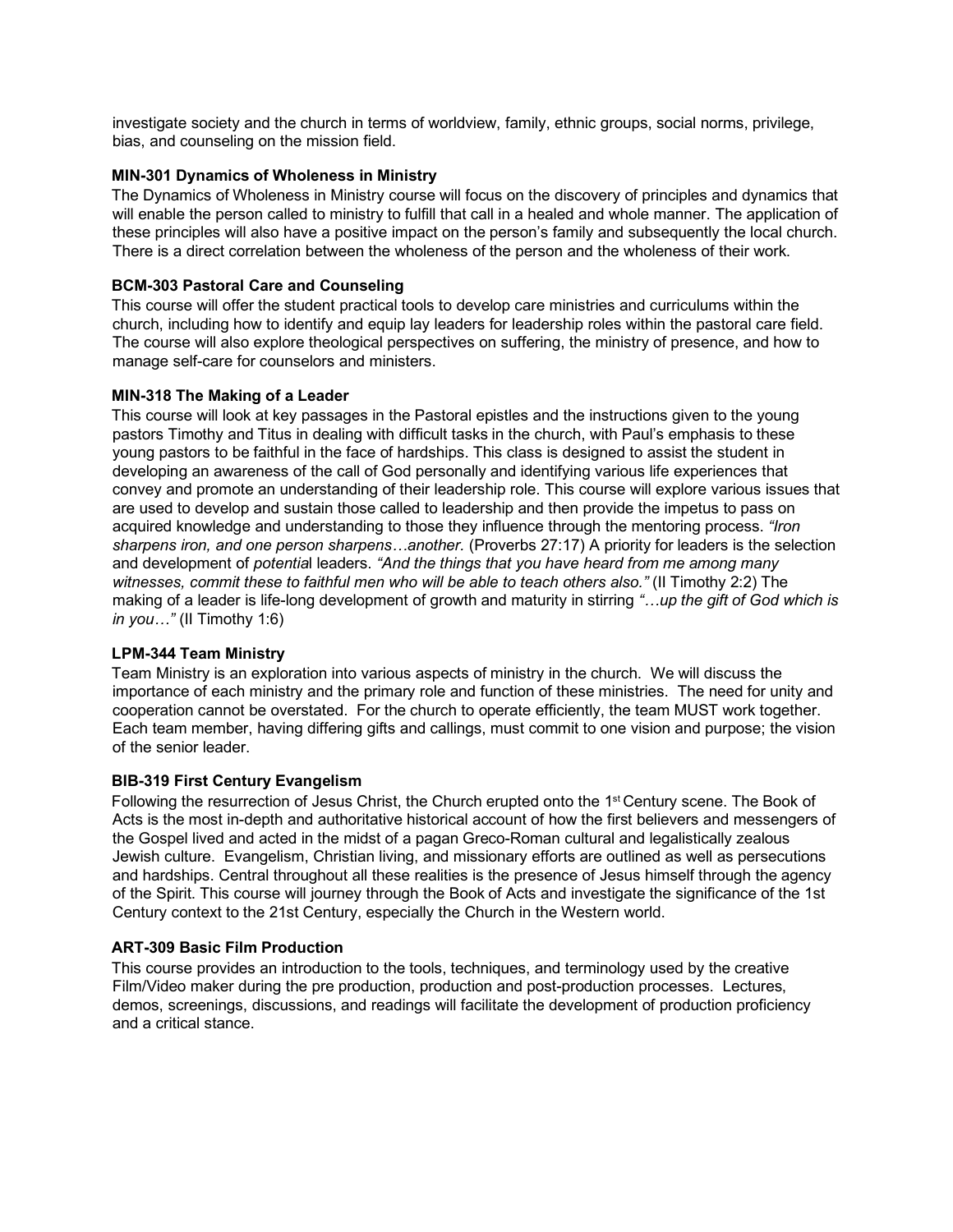investigate society and the church in terms of worldview, family, ethnic groups, social norms, privilege, bias, and counseling on the mission field.

**MIN-301 Dynamics of Wholeness in Ministry**

The Dynamics of Wholeness in Ministry course will focus on the discovery of principles and dynamics that will enable the person called to ministry to fulfill that call in a healed and whole manner. The application of these principles will also have a positive impact on the person's family and subsequently the local church. There is a direct correlation between the wholeness of the person and the wholeness of their work.

**BCM-303 Pastoral Care and Counseling**

This course will offer the student practical tools to develop care ministries and curriculums within the church, including how to identify and equip lay leaders for leadership roles within the pastoral care field. The course will also explore theological perspectives on suffering, the ministry of presence, and how to manage self-care for counselors and ministers.

**MIN-318 The Making of a Leader**

This course will look at key passages in the Pastoral epistles and the instructions given to the young pastors Timothy and Titus in dealing with difficult tasks in the church, with Paul's emphasis to these young pastors to be faithful in the face of hardships. This class is designed to assist the student in developing an awareness of the call of God personally and identifying various life experiences that convey and promote an understanding of their leadership role. This course will explore various issues that are used to develop and sustain those called to leadership and then provide the impetus to pass on acquired knowledge and understanding to those they influence through the mentoring process. *"Iron sharpens iron, and one person sharpens…another.* (Proverbs 27:17) A priority for leaders is the selection and development of *potentia*l leaders. *"And the things that you have heard from me among many witnesses, commit these to faithful men who will be able to teach others also."* (II Timothy 2:2) The making of a leader is life-long development of growth and maturity in stirring *"…up the gift of God which is in you…"* (II Timothy 1:6)

**LPM-344 Team Ministry**

Team Ministry is an exploration into various aspects of ministry in the church. We will discuss the importance of each ministry and the primary role and function of these ministries. The need for unity and cooperation cannot be overstated. For the church to operate efficiently, the team MUST work together. Each team member, having differing gifts and callings, must commit to one vision and purpose; the vision of the senior leader.

**BIB-319 First Century Evangelism**

Following the resurrection of Jesus Christ, the Church erupted onto the 1st Century scene. The Book of Acts is the most in-depth and authoritative historical account of how the first believers and messengers of the Gospel lived and acted in the midst of a pagan Greco-Roman cultural and legalistically zealous Jewish culture. Evangelism, Christian living, and missionary efforts are outlined as well as persecutions and hardships. Central throughout all these realities is the presence of Jesus himself through the agency of the Spirit. This course will journey through the Book of Acts and investigate the significance of the 1st Century context to the 21st Century, especially the Church in the Western world.

**ART-309 Basic Film Production**

This course provides an introduction to the tools, techniques, and terminology used by the creative Film/Video maker during the pre production, production and post-production processes. Lectures, demos, screenings, discussions, and readings will facilitate the development of production proficiency and a critical stance.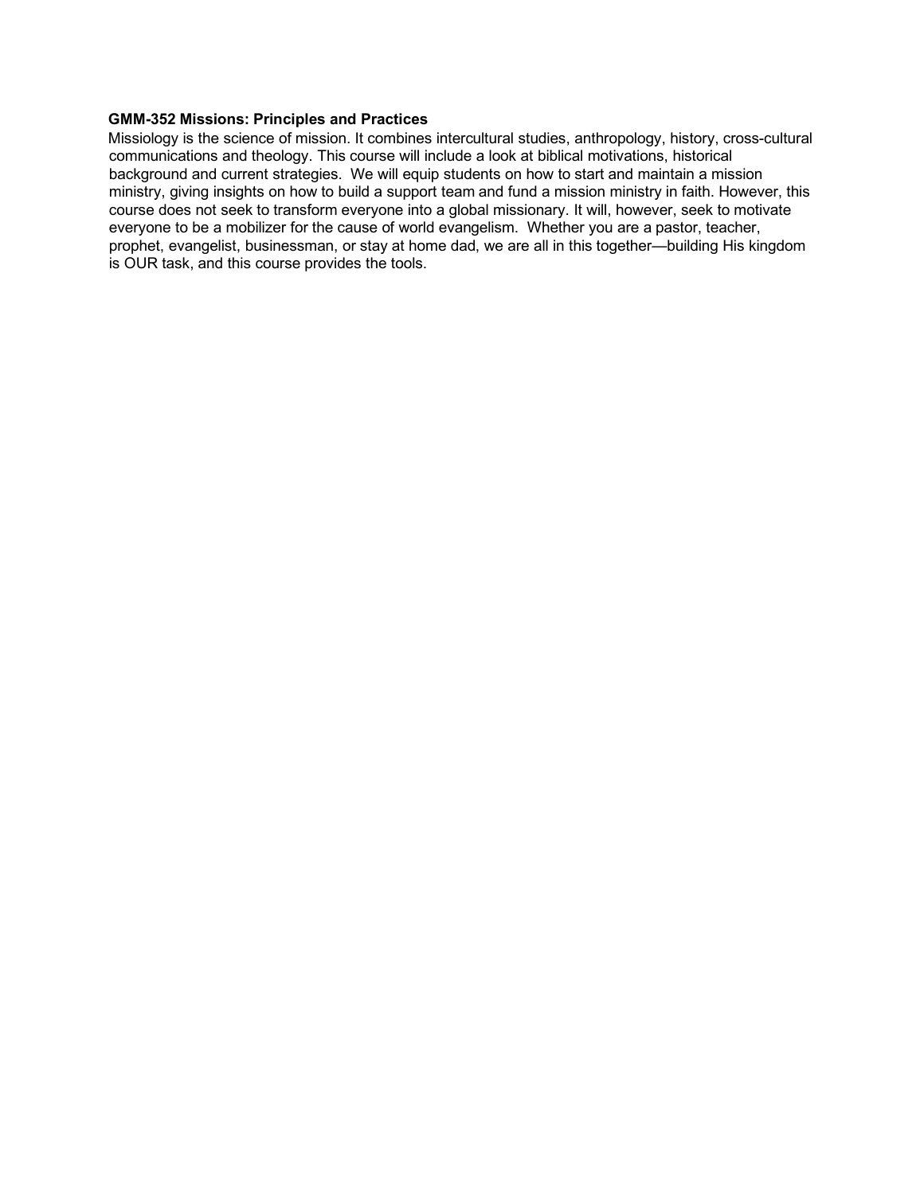**GMM-352 Missions: Principles and Practices**

Missiology is the science of mission. It combines intercultural studies, anthropology, history, cross-cultural communications and theology. This course will include a look at biblical motivations, historical background and current strategies. We will equip students on how to start and maintain a mission ministry, giving insights on how to build a support team and fund a mission ministry in faith. However, this course does not seek to transform everyone into a global missionary. It will, however, seek to motivate everyone to be a mobilizer for the cause of world evangelism. Whether you are a pastor, teacher, prophet, evangelist, businessman, or stay at home dad, we are all in this together—building His kingdom is OUR task, and this course provides the tools.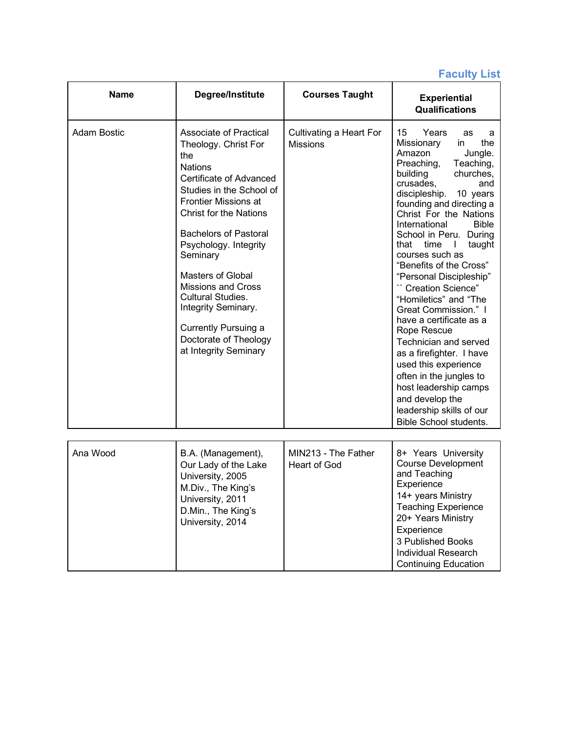## Faculty List

| Name | Degree/Institute | Courses Taught | Experiential Qualifications |
|---|---|---|---|
| Adam Bostic | Associate of Practical Theology. Christ For the Nations<br>Certificate of Advanced Studies in the School of Frontier Missions at Christ for the Nations<br><br>Bachelors of Pastoral Psychology. Integrity Seminary<br><br>Masters of Global Missions and Cross Cultural Studies. Integrity Seminary.<br><br>Currently Pursuing a Doctorate of Theology at Integrity Seminary | Cultivating a Heart For Missions | 15 Years as a Missionary in the Amazon Jungle. Preaching, Teaching, building churches, crusades, and discipleship. 10 years founding and directing a Christ For the Nations International Bible School in Peru. During that time I taught courses such as "Benefits of the Cross" "Personal Discipleship" `` Creation Science" "Homiletics" and "The Great Commission." I have a certificate as a Rope Rescue Technician and served as a firefighter. I have used this experience often in the jungles to host leadership camps and develop the leadership skills of our Bible School students. |
| Ana Wood | B.A. (Management), Our Lady of the Lake University, 2005<br>M.Div., The King's University, 2011<br>D.Min., The King's University, 2014 | MIN213 - The Father Heart of God | 8+ Years University Course Development and Teaching Experience<br>14+ years Ministry Teaching Experience<br>20+ Years Ministry Experience<br>3 Published Books<br>Individual Research<br>Continuing Education |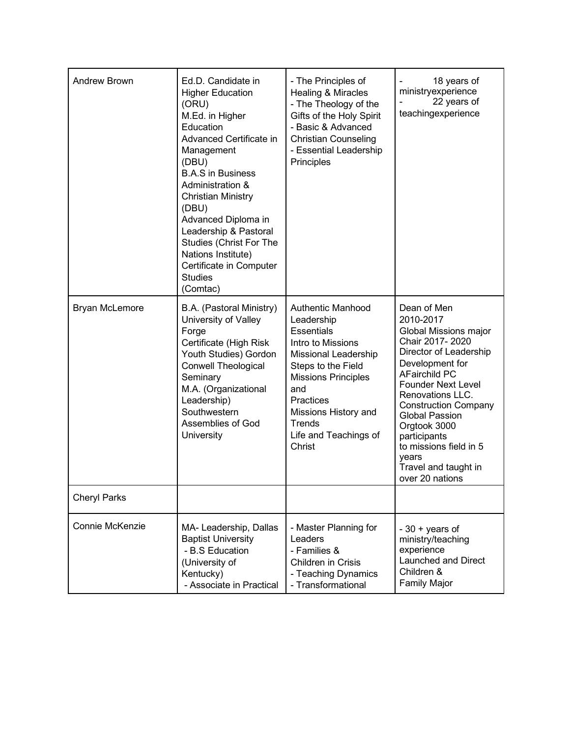| | | | |
|---|---|---|---|
| Andrew Brown | Ed.D. Candidate in Higher Education (ORU)<br>M.Ed. in Higher Education<br>Advanced Certificate in Management (DBU)<br>B.A.S in Business Administration & Christian Ministry (DBU)<br>Advanced Diploma in Leadership & Pastoral Studies (Christ For The Nations Institute)<br>Certificate in Computer Studies (Comtac) | - The Principles of Healing & Miracles<br>- The Theology of the Gifts of the Holy Spirit<br>- Basic & Advanced Christian Counseling<br>- Essential Leadership Principles | - 18 years of ministryexperience<br>- 22 years of teachingexperience |
| Bryan McLemore | B.A. (Pastoral Ministry) University of Valley Forge<br>Certificate (High Risk Youth Studies) Gordon Conwell Theological Seminary<br>M.A. (Organizational Leadership) Southwestern Assemblies of God University | Authentic Manhood<br>Leadership Essentials<br>Intro to Missions<br>Missional Leadership<br>Steps to the Field<br>Missions Principles and Practices<br>Missions History and Trends<br>Life and Teachings of Christ | Dean of Men 2010-2017<br>Global Missions major Chair 2017- 2020<br>Director of Leadership Development for AFairchild PC<br>Founder Next Level Renovations LLC. Construction Company<br>Global Passion Orgtook 3000 participants to missions field in 5 years<br>Travel and taught in over 20 nations |
| Cheryl Parks | | | |
| Connie McKenzie | MA- Leadership, Dallas Baptist University<br>- B.S Education (University of Kentucky)<br>- Associate in Practical | - Master Planning for Leaders<br>- Families & Children in Crisis<br>- Teaching Dynamics<br>- Transformational | - 30 + years of ministry/teaching experience<br>Launched and Direct Children & Family Major |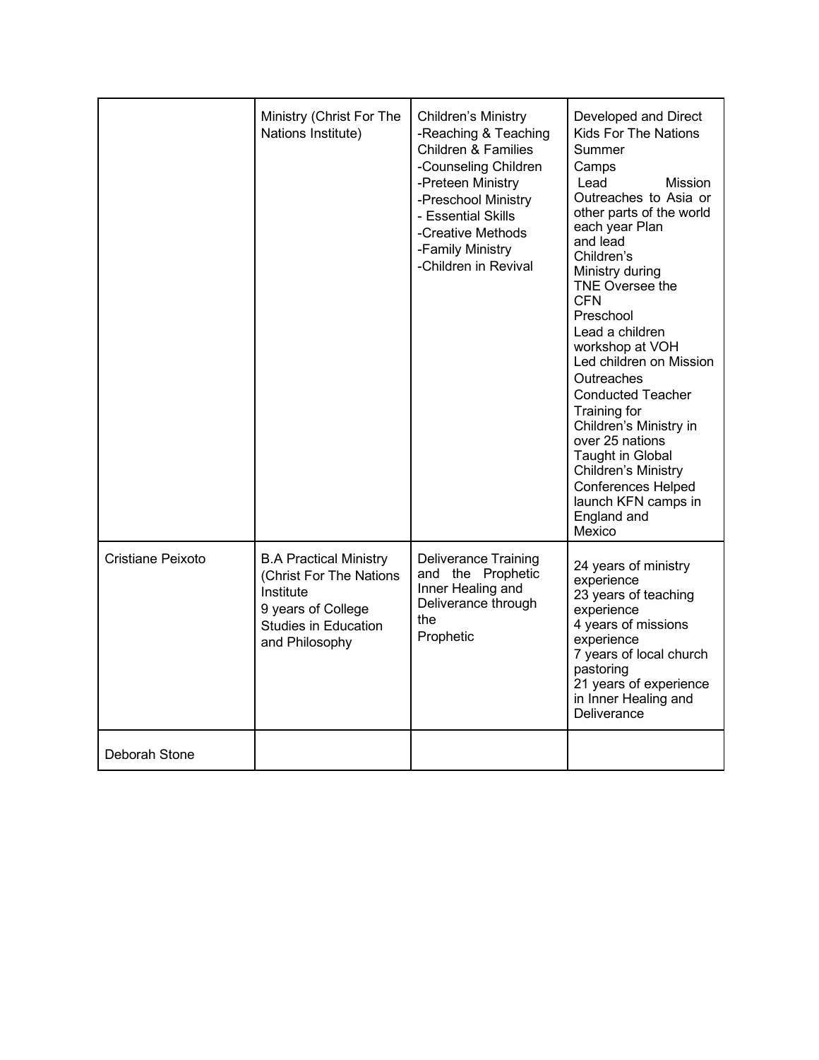|  |  |  |  |
|---|---|---|---|
|  | Ministry (Christ For The Nations Institute) | Children's Ministry<br>-Reaching & Teaching Children & Families<br>-Counseling Children<br>-Preteen Ministry<br>-Preschool Ministry<br>- Essential Skills<br>-Creative Methods<br>-Family Ministry<br>-Children in Revival | Developed and Direct Kids For The Nations Summer Camps<br>Lead Mission Outreaches to Asia or other parts of the world each year Plan and lead Children's Ministry during TNE Oversee the CFN Preschool<br>Lead a children workshop at VOH<br>Led children on Mission Outreaches<br>Conducted Teacher Training for Children's Ministry in over 25 nations<br>Taught in Global Children's Ministry Conferences Helped launch KFN camps in England and Mexico |
| Cristiane Peixoto | B.A Practical Ministry (Christ For The Nations Institute<br>9 years of College Studies in Education and Philosophy | Deliverance Training and the Prophetic Inner Healing and Deliverance through the Prophetic | 24 years of ministry experience<br>23 years of teaching experience<br>4 years of missions experience<br>7 years of local church pastoring<br>21 years of experience in Inner Healing and Deliverance |
| Deborah Stone |  |  |  |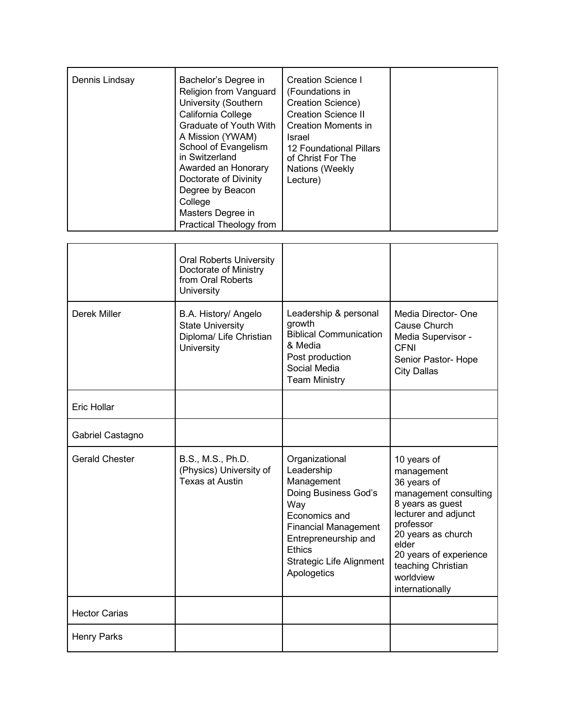| | | | |
|---|---|---|---|
| Dennis Lindsay | Bachelor's Degree in Religion from Vanguard University (Southern California College<br>Graduate of Youth With A Mission (YWAM) School of Evangelism in Switzerland<br>Awarded an Honorary Doctorate of Divinity Degree by Beacon College<br>Masters Degree in Practical Theology from Oral Roberts University<br>Doctorate of Ministry from Oral Roberts University | Creation Science I (Foundations in Creation Science)<br>Creation Science II<br>Creation Moments in Israel<br>12 Foundational Pillars of Christ For The Nations (Weekly Lecture) | |
| Derek Miller | B.A. History/ Angelo State University<br>Diploma/ Life Christian University | Leadership & personal growth<br>Biblical Communication & Media<br>Post production<br>Social Media<br>Team Ministry | Media Director- One Cause Church<br>Media Supervisor - CFNI<br>Senior Pastor- Hope City Dallas |
| Eric Hollar | | | |
| Gabriel Castagno | | | |
| Gerald Chester | B.S., M.S., Ph.D. (Physics) University of Texas at Austin | Organizational Leadership<br>Management<br>Doing Business God's Way<br>Economics and Financial Management<br>Entrepreneurship and Ethics<br>Strategic Life Alignment<br>Apologetics | 10 years of management<br>36 years of management consulting<br>8 years as guest lecturer and adjunct professor<br>20 years as church elder<br>20 years of experience teaching Christian worldview internationally |
| Hector Carias | | | |
| Henry Parks | | | |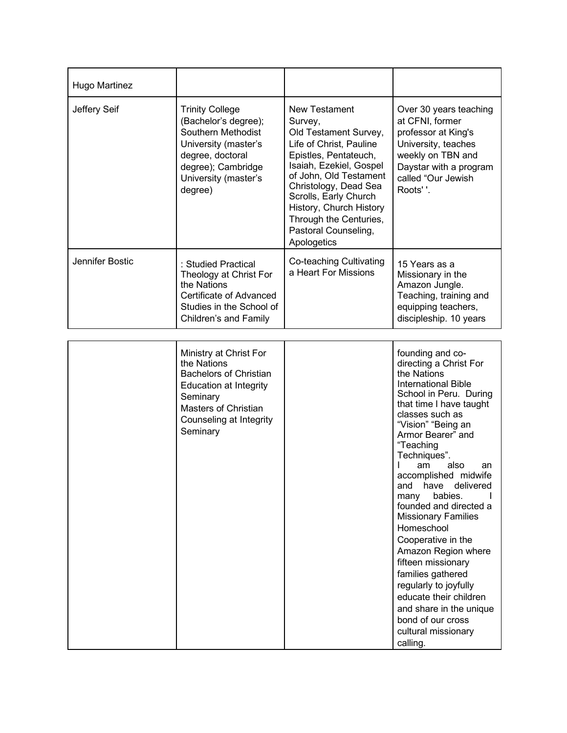| | | | |
|---|---|---|---|
| Hugo Martinez | | | |
| Jeffery Seif | Trinity College (Bachelor's degree); Southern Methodist University (master's degree, doctoral degree); Cambridge University (master's degree) | New Testament Survey, Old Testament Survey, Life of Christ, Pauline Epistles, Pentateuch, Isaiah, Ezekiel, Gospel of John, Old Testament Christology, Dead Sea Scrolls, Early Church History, Church History Through the Centuries, Pastoral Counseling, Apologetics | Over 30 years teaching at CFNI, former professor at King's University, teaches weekly on TBN and Daystar with a program called "Our Jewish Roots' '. |
| Jennifer Bostic | : Studied Practical Theology at Christ For the Nations Certificate of Advanced Studies in the School of Children's and Family Ministry at Christ For the Nations Bachelors of Christian Education at Integrity Seminary Masters of Christian Counseling at Integrity Seminary | Co-teaching Cultivating a Heart For Missions | 15 Years as a Missionary in the Amazon Jungle. Teaching, training and equipping teachers, discipleship. 10 years founding and co-directing a Christ For the Nations International Bible School in Peru. During that time I have taught classes such as "Vision" "Being an Armor Bearer" and "Teaching Techniques". I am also an accomplished midwife and have delivered many babies. I founded and directed a Missionary Families Homeschool Cooperative in the Amazon Region where fifteen missionary families gathered regularly to joyfully educate their children and share in the unique bond of our cross cultural missionary calling. |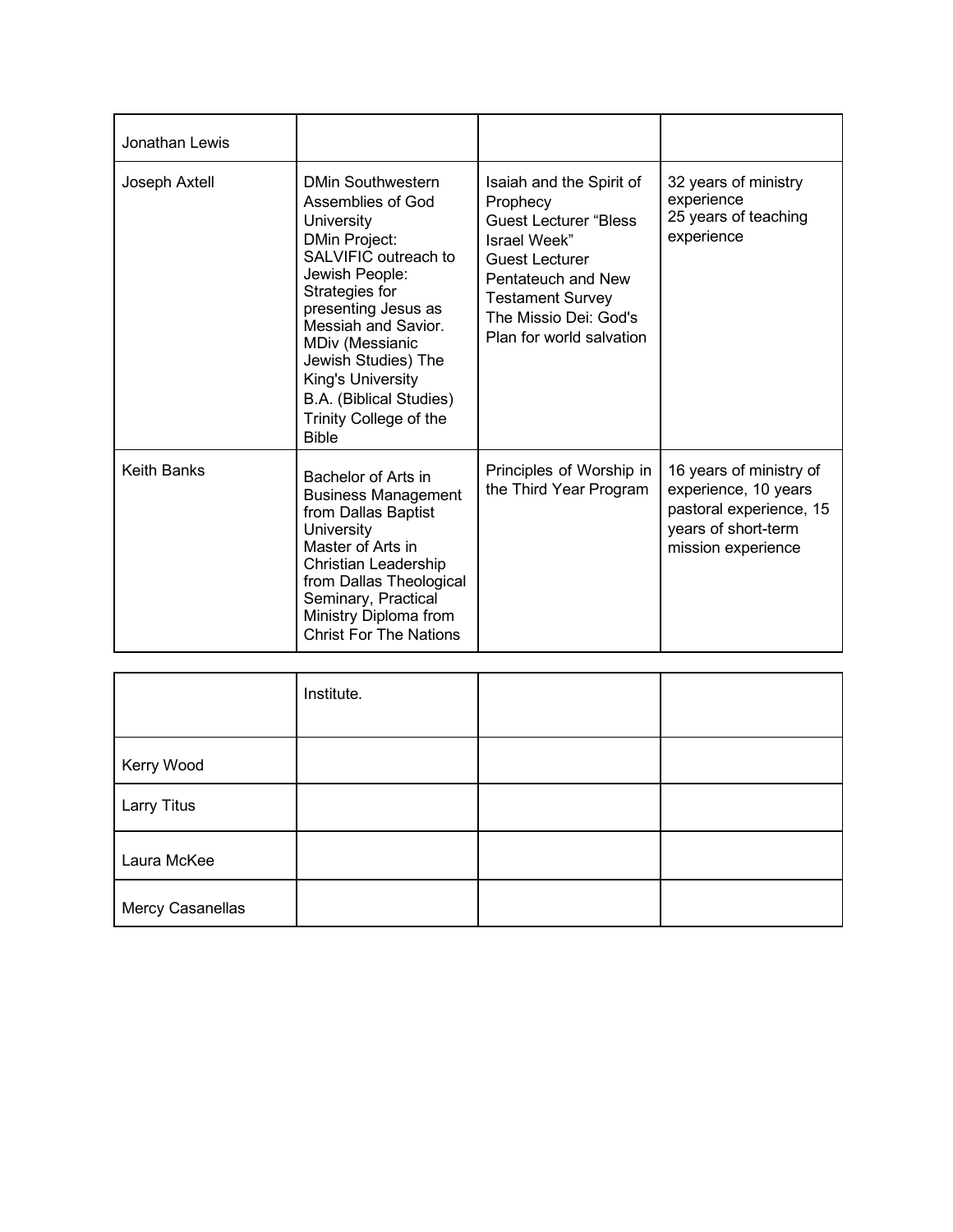| | | | |
|---|---|---|---|
| Jonathan Lewis | | | |
| Joseph Axtell | DMin Southwestern Assemblies of God University<br>DMin Project: SALVIFIC outreach to Jewish People: Strategies for presenting Jesus as Messiah and Savior.<br>MDiv (Messianic Jewish Studies) The King's University<br>B.A. (Biblical Studies) Trinity College of the Bible | Isaiah and the Spirit of Prophecy<br>Guest Lecturer "Bless Israel Week"<br>Guest Lecturer Pentateuch and New Testament Survey<br>The Missio Dei: God's Plan for world salvation | 32 years of ministry experience<br>25 years of teaching experience |
| Keith Banks | Bachelor of Arts in Business Management from Dallas Baptist University<br>Master of Arts in Christian Leadership from Dallas Theological Seminary, Practical Ministry Diploma from Christ For The Nations Institute. | Principles of Worship in the Third Year Program | 16 years of ministry of experience, 10 years pastoral experience, 15 years of short-term mission experience |
| Kerry Wood | | | |
| Larry Titus | | | |
| Laura McKee | | | |
| Mercy Casanellas | | | |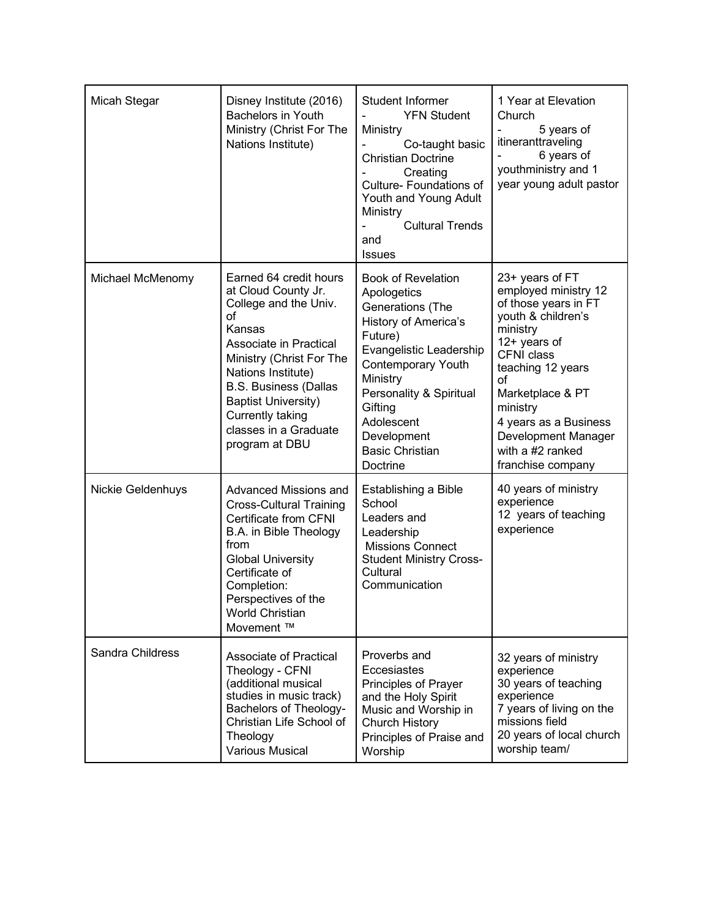| Micah Stegar | Disney Institute (2016)<br>Bachelors in Youth Ministry (Christ For The Nations Institute) | Student Informer<br>- YFN Student Ministry<br>- Co-taught basic Christian Doctrine<br>- Creating Culture- Foundations of Youth and Young Adult Ministry<br>- Cultural Trends and Issues | 1 Year at Elevation Church<br>- 5 years of itineranttraveling<br>- 6 years of youthministry and 1 year young adult pastor |
|---|---|---|---|
| Michael McMenomy | Earned 64 credit hours at Cloud County Jr. College and the Univ. of Kansas<br>Associate in Practical Ministry (Christ For The Nations Institute)<br>B.S. Business (Dallas Baptist University)<br>Currently taking classes in a Graduate program at DBU | Book of Revelation<br>Apologetics<br>Generations (The History of America's Future)<br>Evangelistic Leadership<br>Contemporary Youth Ministry<br>Personality & Spiritual Gifting<br>Adolescent Development<br>Basic Christian Doctrine | 23+ years of FT employed ministry 12 of those years in FT youth & children's ministry<br>12+ years of CFNI class teaching 12 years of Marketplace & PT ministry<br>4 years as a Business Development Manager with a #2 ranked franchise company |
| Nickie Geldenhuys | Advanced Missions and Cross-Cultural Training Certificate from CFNI<br>B.A. in Bible Theology from Global University<br>Certificate of Completion: Perspectives of the World Christian Movement ™ | Establishing a Bible School<br>Leaders and Leadership<br>Missions Connect<br>Student Ministry Cross-Cultural Communication | 40 years of ministry experience<br>12 years of teaching experience |
| Sandra Childress | Associate of Practical Theology - CFNI (additional musical studies in music track)<br>Bachelors of Theology- Christian Life School of Theology<br>Various Musical | Proverbs and Eccesiastes<br>Principles of Prayer and the Holy Spirit<br>Music and Worship in Church History<br>Principles of Praise and Worship | 32 years of ministry experience<br>30 years of teaching experience<br>7 years of living on the missions field<br>20 years of local church worship team/ |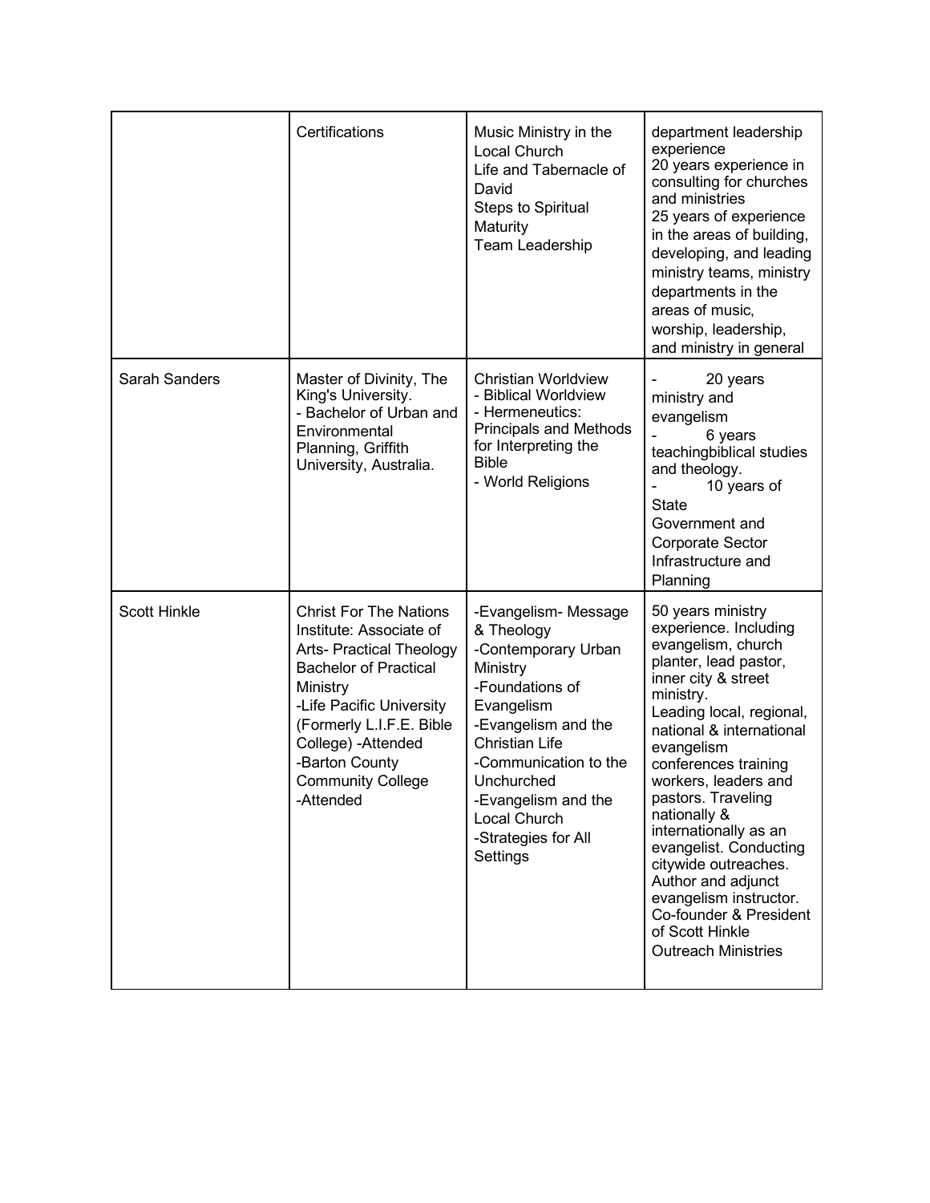| | | | |
|---|---|---|---|
| | Certifications | Music Ministry in the Local Church<br>Life and Tabernacle of David<br>Steps to Spiritual Maturity<br>Team Leadership | department leadership experience<br>20 years experience in consulting for churches and ministries<br>25 years of experience in the areas of building, developing, and leading ministry teams, ministry departments in the areas of music, worship, leadership, and ministry in general |
| Sarah Sanders | Master of Divinity, The King's University.<br>- Bachelor of Urban and Environmental Planning, Griffith University, Australia. | Christian Worldview<br>- Biblical Worldview<br>- Hermeneutics: Principals and Methods for Interpreting the Bible<br>- World Religions | - 20 years ministry and evangelism<br>- 6 years teachingbiblical studies and theology.<br>- 10 years of State Government and Corporate Sector Infrastructure and Planning |
| Scott Hinkle | Christ For The Nations Institute: Associate of Arts- Practical Theology Bachelor of Practical Ministry<br>-Life Pacific University (Formerly L.I.F.E. Bible College) -Attended<br>-Barton County Community College<br>-Attended | -Evangelism- Message & Theology<br>-Contemporary Urban Ministry<br>-Foundations of Evangelism<br>-Evangelism and the Christian Life<br>-Communication to the Unchurched<br>-Evangelism and the Local Church<br>-Strategies for All Settings | 50 years ministry experience. Including evangelism, church planter, lead pastor, inner city & street ministry.<br>Leading local, regional, national & international evangelism conferences training workers, leaders and pastors. Traveling nationally & internationally as an evangelist. Conducting citywide outreaches. Author and adjunct evangelism instructor. Co-founder & President of Scott Hinkle Outreach Ministries |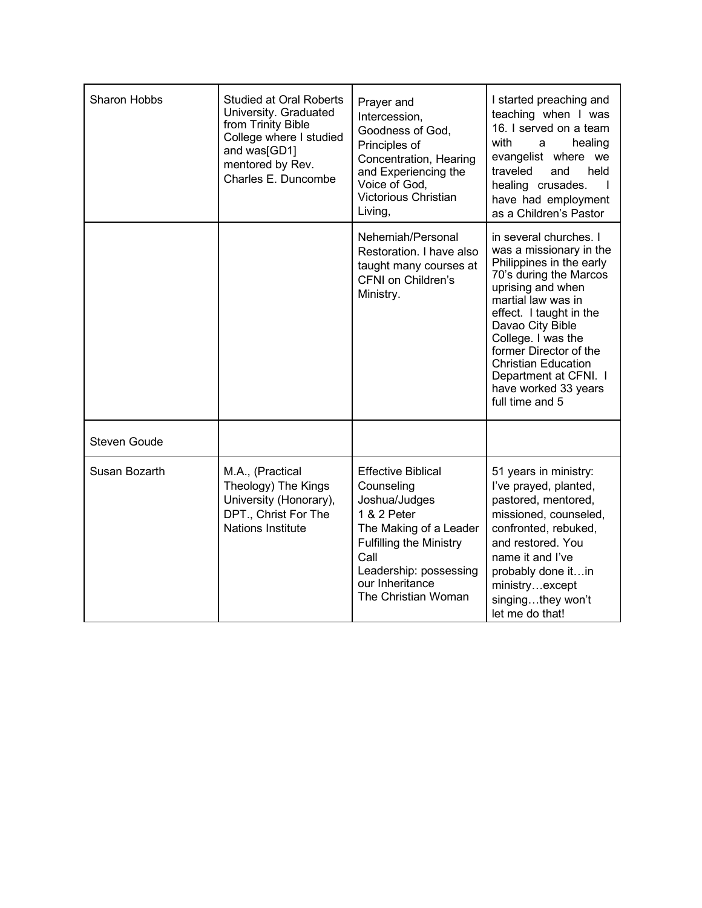| | | | |
|---|---|---|---|
| Sharon Hobbs | Studied at Oral Roberts University. Graduated from Trinity Bible College where I studied and was[GD1] mentored by Rev. Charles E. Duncombe | Prayer and Intercession, Goodness of God, Principles of Concentration, Hearing and Experiencing the Voice of God, Victorious Christian Living, | I started preaching and teaching when I was 16. I served on a team with a healing evangelist where we traveled and held healing crusades. I have had employment as a Children's Pastor |
| | | Nehemiah/Personal Restoration. I have also taught many courses at CFNI on Children's Ministry. | in several churches. I was a missionary in the Philippines in the early 70's during the Marcos uprising and when martial law was in effect. I taught in the Davao City Bible College. I was the former Director of the Christian Education Department at CFNI. I have worked 33 years full time and 5 |
| Steven Goude | | | |
| Susan Bozarth | M.A., (Practical Theology) The Kings University (Honorary), DPT., Christ For The Nations Institute | Effective Biblical Counseling<br>Joshua/Judges<br>1 & 2 Peter<br>The Making of a Leader<br>Fulfilling the Ministry Call<br>Leadership: possessing our Inheritance<br>The Christian Woman | 51 years in ministry: I've prayed, planted, pastored, mentored, missioned, counseled, confronted, rebuked, and restored. You name it and I've probably done it…in ministry…except singing…they won't let me do that! |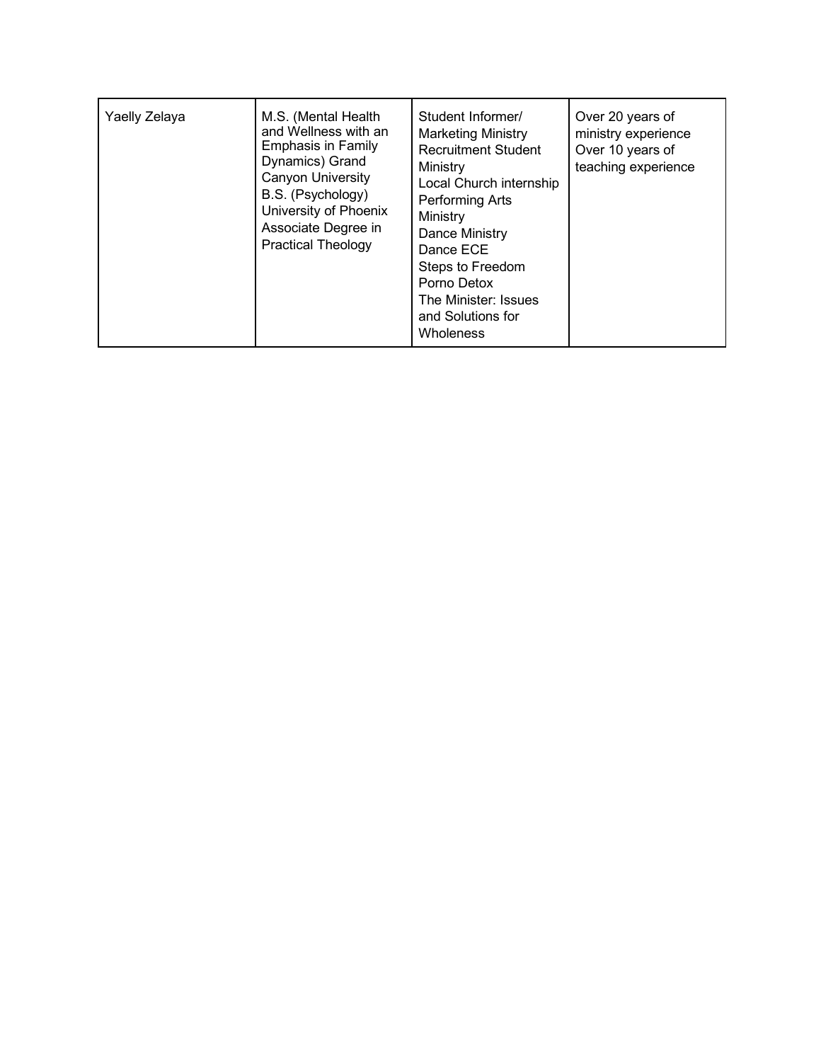| | | | |
|---|---|---|---|
| Yaelly Zelaya | M.S. (Mental Health and Wellness with an Emphasis in Family Dynamics) Grand Canyon University<br>B.S. (Psychology) University of Phoenix<br>Associate Degree in Practical Theology | Student Informer/ Marketing Ministry<br>Recruitment Student Ministry<br>Local Church internship<br>Performing Arts Ministry<br>Dance Ministry<br>Dance ECE<br>Steps to Freedom<br>Porno Detox<br>The Minister: Issues and Solutions for Wholeness | Over 20 years of ministry experience<br>Over 10 years of teaching experience |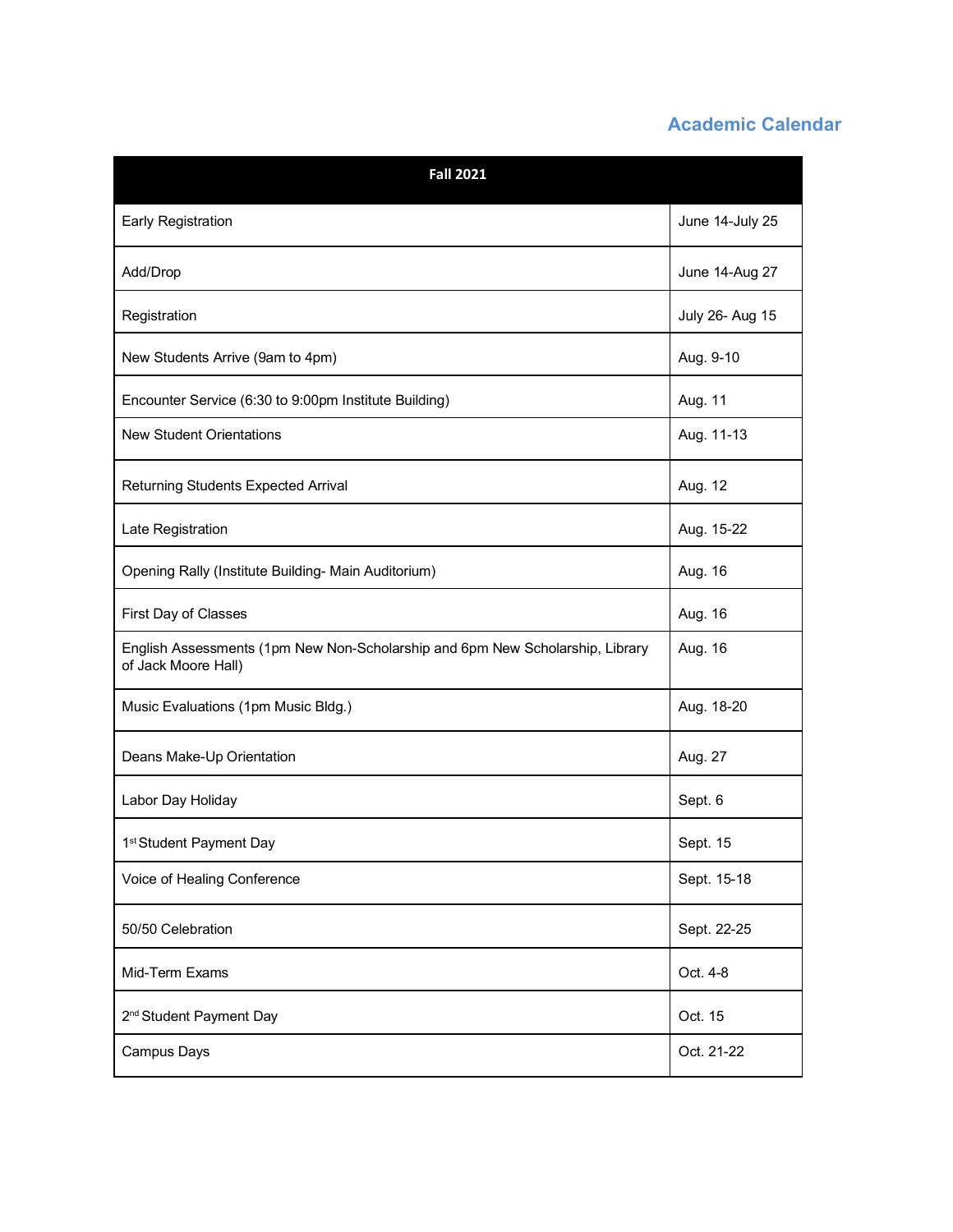## Academic Calendar

| Fall 2021 | |
|---|---|
| Early Registration | June 14-July 25 |
| Add/Drop | June 14-Aug 27 |
| Registration | July 26- Aug 15 |
| New Students Arrive (9am to 4pm) | Aug. 9-10 |
| Encounter Service (6:30 to 9:00pm Institute Building) | Aug. 11 |
| New Student Orientations | Aug. 11-13 |
| Returning Students Expected Arrival | Aug. 12 |
| Late Registration | Aug. 15-22 |
| Opening Rally (Institute Building- Main Auditorium) | Aug. 16 |
| First Day of Classes | Aug. 16 |
| English Assessments (1pm New Non-Scholarship and 6pm New Scholarship, Library of Jack Moore Hall) | Aug. 16 |
| Music Evaluations (1pm Music Bldg.) | Aug. 18-20 |
| Deans Make-Up Orientation | Aug. 27 |
| Labor Day Holiday | Sept. 6 |
| 1st Student Payment Day | Sept. 15 |
| Voice of Healing Conference | Sept. 15-18 |
| 50/50 Celebration | Sept. 22-25 |
| Mid-Term Exams | Oct. 4-8 |
| 2nd Student Payment Day | Oct. 15 |
| Campus Days | Oct. 21-22 |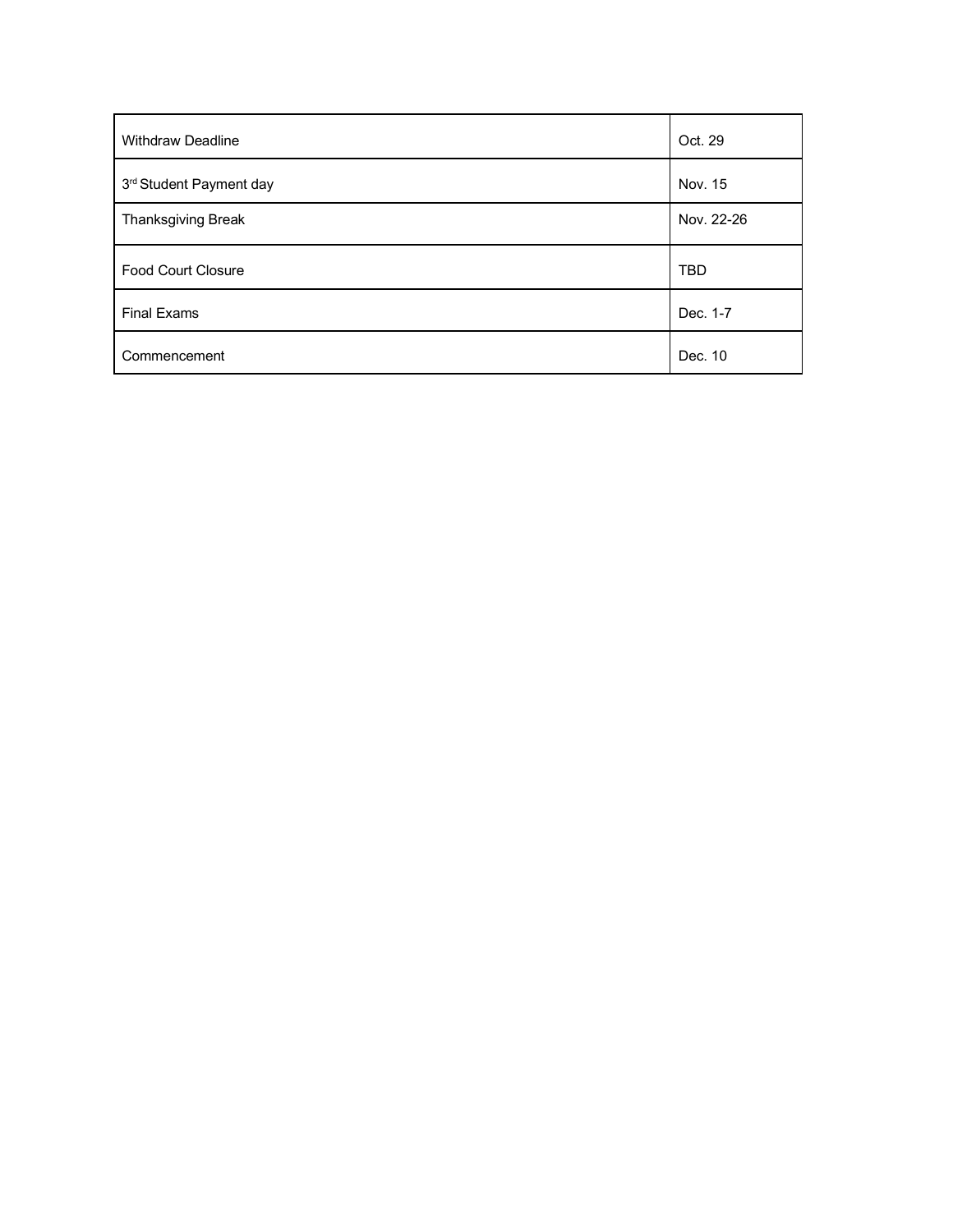| | |
|---|---|
| Withdraw Deadline | Oct. 29 |
| 3rd Student Payment day | Nov. 15 |
| Thanksgiving Break | Nov. 22-26 |
| Food Court Closure | TBD |
| Final Exams | Dec. 1-7 |
| Commencement | Dec. 10 |